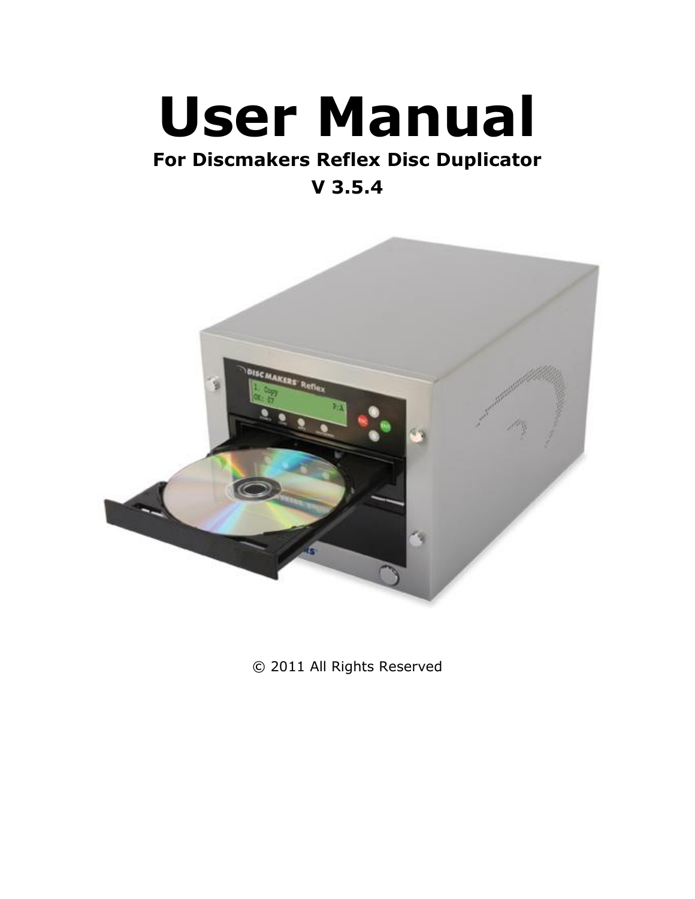# User Manual

**For Discmakers Reflex Disc Duplicator**

**V 3.5.4**

© 2011 All Rights Reserved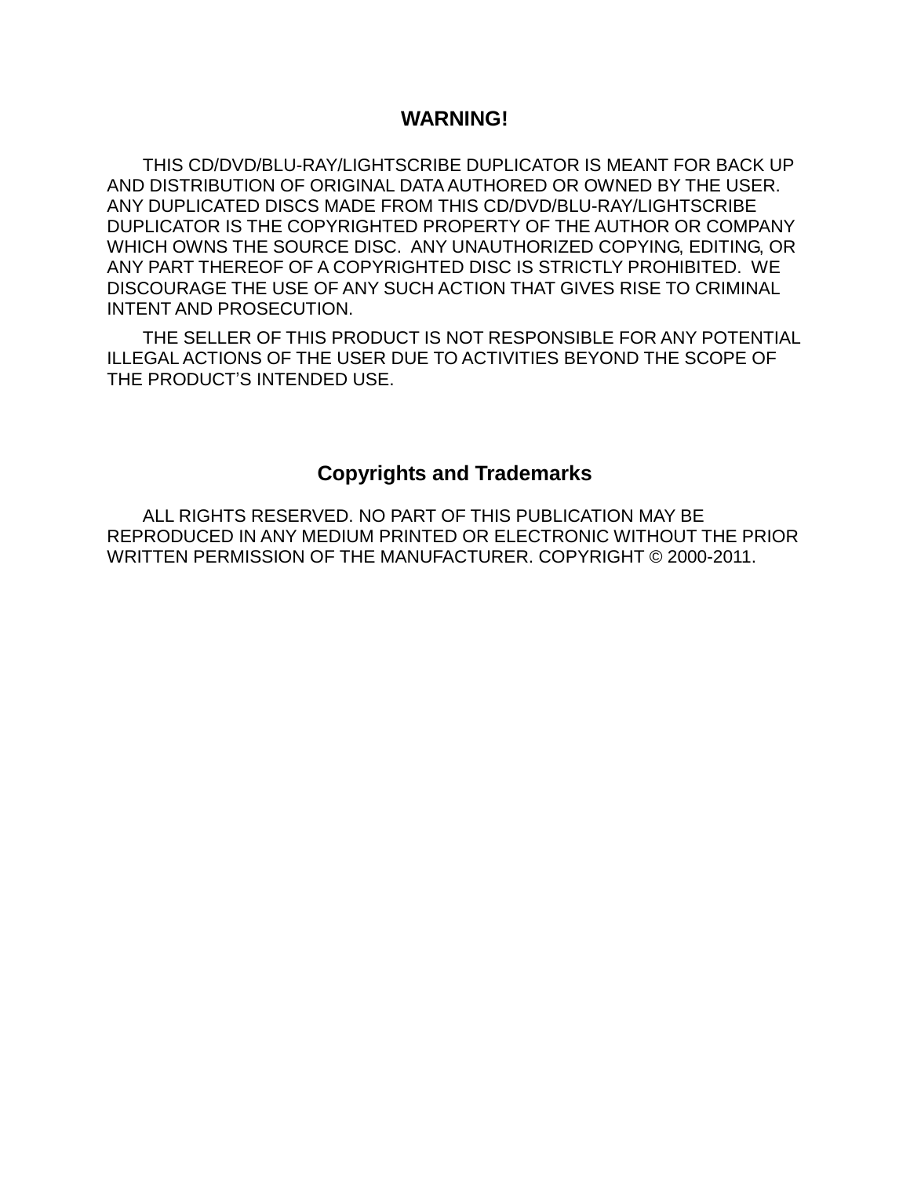## WARNING!

THIS CD/DVD/BLU-RAY/LIGHTSCRIBE DUPLICATOR IS MEANT FOR BACK UP AND DISTRIBUTION OF ORIGINAL DATA AUTHORED OR OWNED BY THE USER. ANY DUPLICATED DISCS MADE FROM THIS CD/DVD/BLU-RAY/LIGHTSCRIBE DUPLICATOR IS THE COPYRIGHTED PROPERTY OF THE AUTHOR OR COMPANY WHICH OWNS THE SOURCE DISC. ANY UNAUTHORIZED COPYING, EDITING, OR ANY PART THEREOF OF A COPYRIGHTED DISC IS STRICTLY PROHIBITED. WE DISCOURAGE THE USE OF ANY SUCH ACTION THAT GIVES RISE TO CRIMINAL INTENT AND PROSECUTION.

THE SELLER OF THIS PRODUCT IS NOT RESPONSIBLE FOR ANY POTENTIAL ILLEGAL ACTIONS OF THE USER DUE TO ACTIVITIES BEYOND THE SCOPE OF THE PRODUCT'S INTENDED USE.

## Copyrights and Trademarks

ALL RIGHTS RESERVED. NO PART OF THIS PUBLICATION MAY BE REPRODUCED IN ANY MEDIUM PRINTED OR ELECTRONIC WITHOUT THE PRIOR WRITTEN PERMISSION OF THE MANUFACTURER. COPYRIGHT © 2000-2011.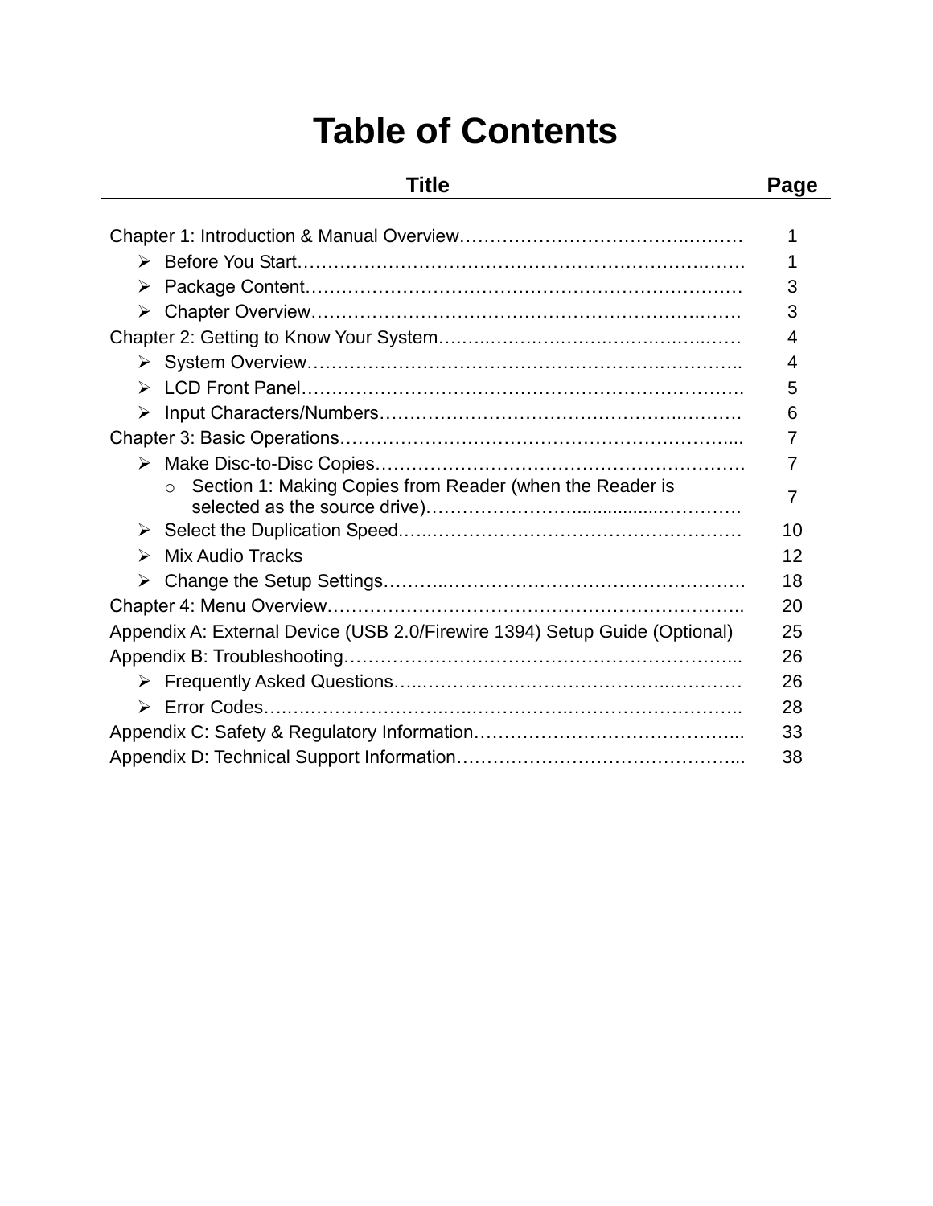# Table of Contents

| Title | Page |
|---|---|
| Chapter 1: Introduction & Manual Overview………………………………..……… | 1 |
| ➢ Before You Start………………………………………………………….……. | 1 |
| ➢ Package Content……………………………………………………………… | 3 |
| ➢ Chapter Overview………………………………………………………..……. | 3 |
| Chapter 2: Getting to Know Your System……..…….….…….….…..….…..…… | 4 |
| ➢ System Overview………………….………………………….……….………….. | 4 |
| ➢ LCD Front Panel………………………………………………………………. | 5 |
| ➢ Input Characters/Numbers…………………………………………..……… | 6 |
| Chapter 3: Basic Operations……………………………………………………….... | 7 |
| ➢ Make Disc-to-Disc Copies………………………………….………………. | 7 |
| o Section 1: Making Copies from Reader (when the Reader is selected as the source drive)…………………….................………… | 7 |
| ➢ Select the Duplication Speed.…..…………………………………………… | 10 |
| ➢ Mix Audio Tracks | 12 |
| ➢ Change the Setup Settings………..……………………………………….. | 18 |
| Chapter 4: Menu Overview……………….…………………………………………. | 20 |
| Appendix A: External Device (USB 2.0/Firewire 1394) Setup Guide (Optional) | 25 |
| Appendix B: Troubleshooting………………………………………………………... | 26 |
| ➢ Frequently Asked Questions…..…………………………………..………… | 26 |
| ➢ Error Codes…….……………………..…………….…………………………….. | 28 |
| Appendix C: Safety & Regulatory Information……………………………………... | 33 |
| Appendix D: Technical Support Information………………………………………... | 38 |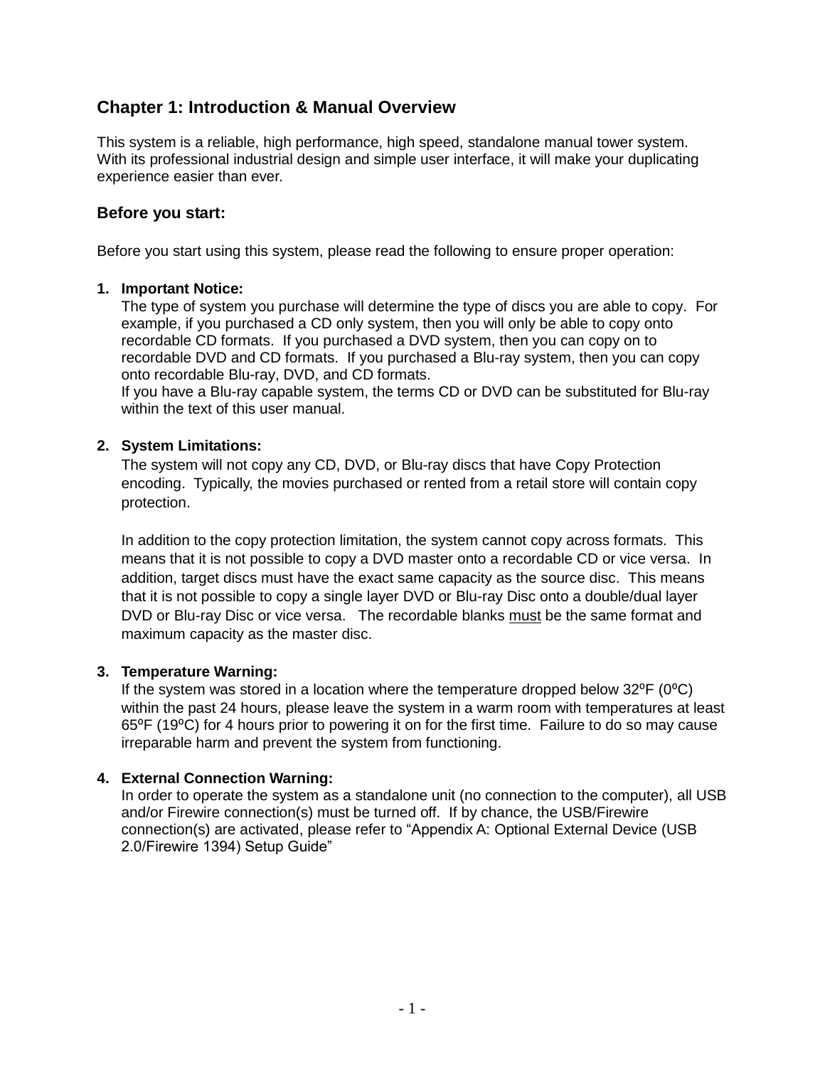## Chapter 1: Introduction & Manual Overview

This system is a reliable, high performance, high speed, standalone manual tower system. With its professional industrial design and simple user interface, it will make your duplicating experience easier than ever.

### Before you start:

Before you start using this system, please read the following to ensure proper operation:

1. **Important Notice:**
   The type of system you purchase will determine the type of discs you are able to copy. For example, if you purchased a CD only system, then you will only be able to copy onto recordable CD formats. If you purchased a DVD system, then you can copy on to recordable DVD and CD formats. If you purchased a Blu-ray system, then you can copy onto recordable Blu-ray, DVD, and CD formats.
   If you have a Blu-ray capable system, the terms CD or DVD can be substituted for Blu-ray within the text of this user manual.

2. **System Limitations:**
   The system will not copy any CD, DVD, or Blu-ray discs that have Copy Protection encoding. Typically, the movies purchased or rented from a retail store will contain copy protection.

   In addition to the copy protection limitation, the system cannot copy across formats. This means that it is not possible to copy a DVD master onto a recordable CD or vice versa. In addition, target discs must have the exact same capacity as the source disc. This means that it is not possible to copy a single layer DVD or Blu-ray Disc onto a double/dual layer DVD or Blu-ray Disc or vice versa. The recordable blanks <u>must</u> be the same format and maximum capacity as the master disc.

3. **Temperature Warning:**
   If the system was stored in a location where the temperature dropped below 32ºF (0ºC) within the past 24 hours, please leave the system in a warm room with temperatures at least 65ºF (19ºC) for 4 hours prior to powering it on for the first time. Failure to do so may cause irreparable harm and prevent the system from functioning.

4. **External Connection Warning:**
   In order to operate the system as a standalone unit (no connection to the computer), all USB and/or Firewire connection(s) must be turned off. If by chance, the USB/Firewire connection(s) are activated, please refer to "Appendix A: Optional External Device (USB 2.0/Firewire 1394) Setup Guide"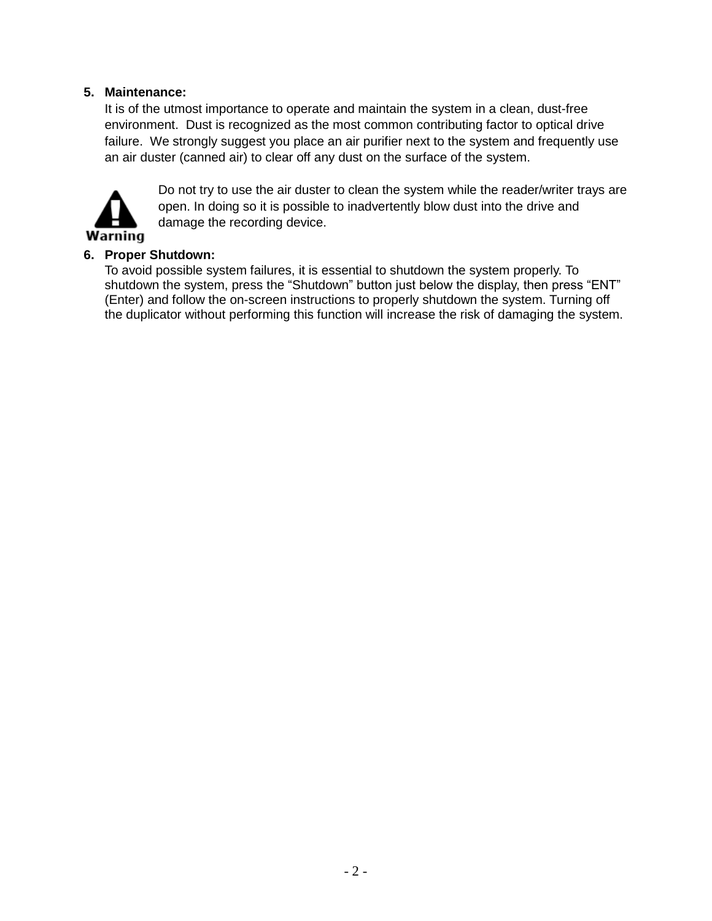5. **Maintenance:**
   It is of the utmost importance to operate and maintain the system in a clean, dust-free environment. Dust is recognized as the most common contributing factor to optical drive failure. We strongly suggest you place an air purifier next to the system and frequently use an air duster (canned air) to clear off any dust on the surface of the system.

   **Warning**

   Do not try to use the air duster to clean the system while the reader/writer trays are open. In doing so it is possible to inadvertently blow dust into the drive and damage the recording device.

6. **Proper Shutdown:**
   To avoid possible system failures, it is essential to shutdown the system properly. To shutdown the system, press the "Shutdown" button just below the display, then press "ENT" (Enter) and follow the on-screen instructions to properly shutdown the system. Turning off the duplicator without performing this function will increase the risk of damaging the system.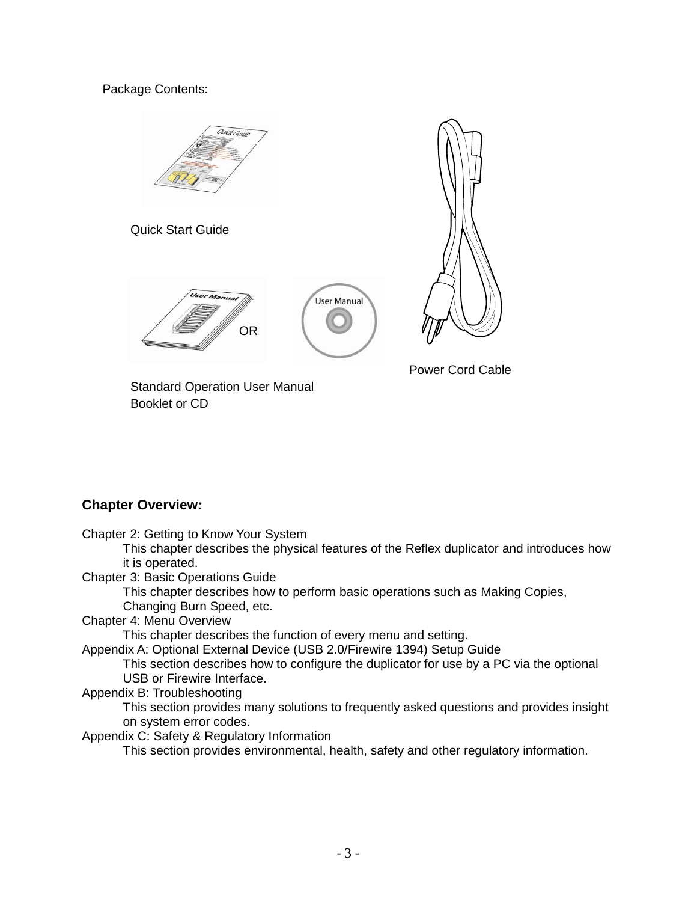Package Contents:

Quick Start Guide

OR

Power Cord Cable

Standard Operation User Manual
Booklet or CD

**Chapter Overview:**

Chapter 2: Getting to Know Your System
This chapter describes the physical features of the Reflex duplicator and introduces how it is operated.

Chapter 3: Basic Operations Guide
This chapter describes how to perform basic operations such as Making Copies, Changing Burn Speed, etc.

Chapter 4: Menu Overview
This chapter describes the function of every menu and setting.

Appendix A: Optional External Device (USB 2.0/Firewire 1394) Setup Guide
This section describes how to configure the duplicator for use by a PC via the optional USB or Firewire Interface.

Appendix B: Troubleshooting
This section provides many solutions to frequently asked questions and provides insight on system error codes.

Appendix C: Safety & Regulatory Information
This section provides environmental, health, safety and other regulatory information.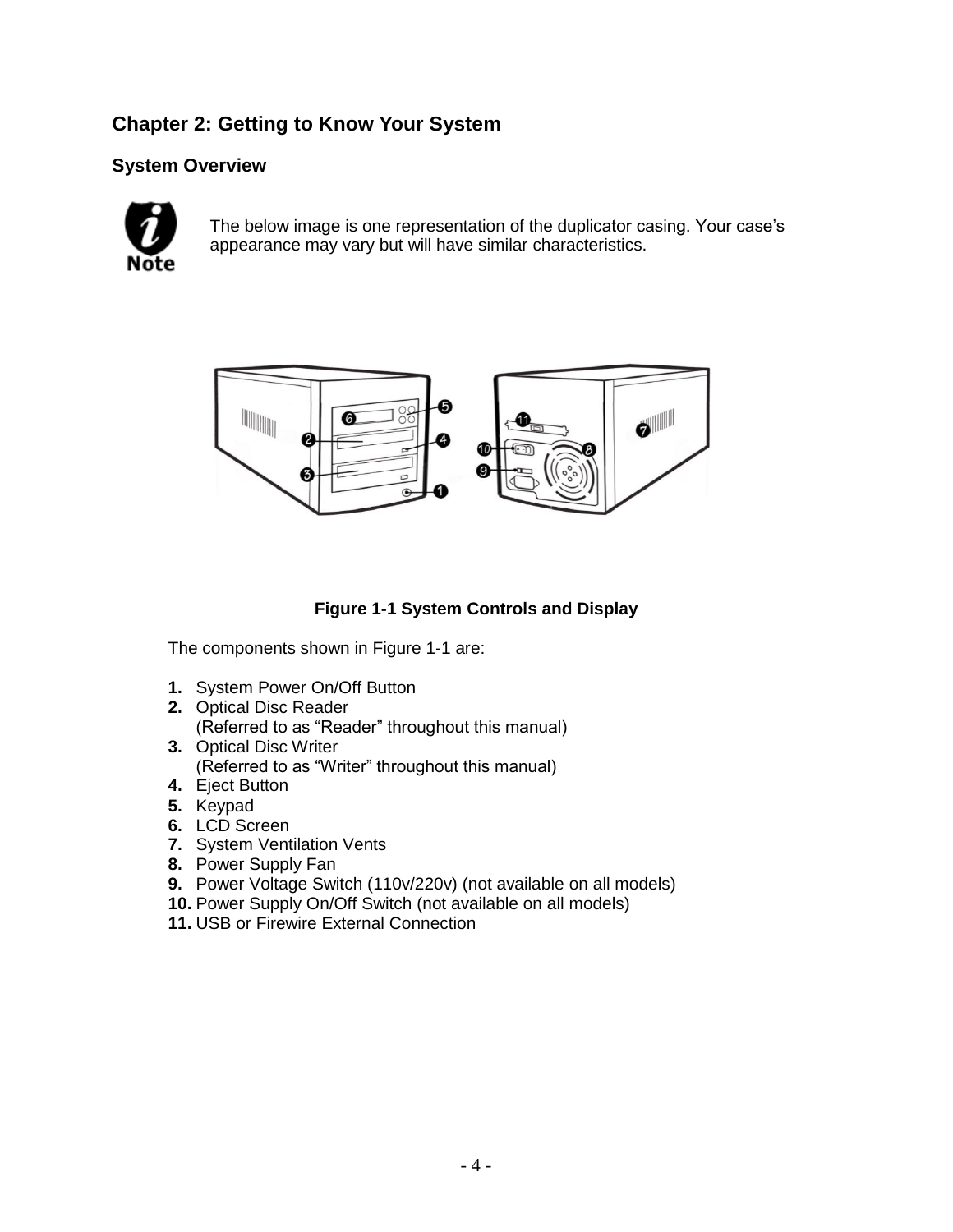# Chapter 2: Getting to Know Your System

## System Overview

**Note:** The below image is one representation of the duplicator casing. Your case's appearance may vary but will have similar characteristics.

**Figure 1-1 System Controls and Display**

The components shown in Figure 1-1 are:

1. System Power On/Off Button
2. Optical Disc Reader  
   (Referred to as "Reader" throughout this manual)
3. Optical Disc Writer  
   (Referred to as "Writer" throughout this manual)
4. Eject Button
5. Keypad
6. LCD Screen
7. System Ventilation Vents
8. Power Supply Fan
9. Power Voltage Switch (110v/220v) (not available on all models)
10. Power Supply On/Off Switch (not available on all models)
11. USB or Firewire External Connection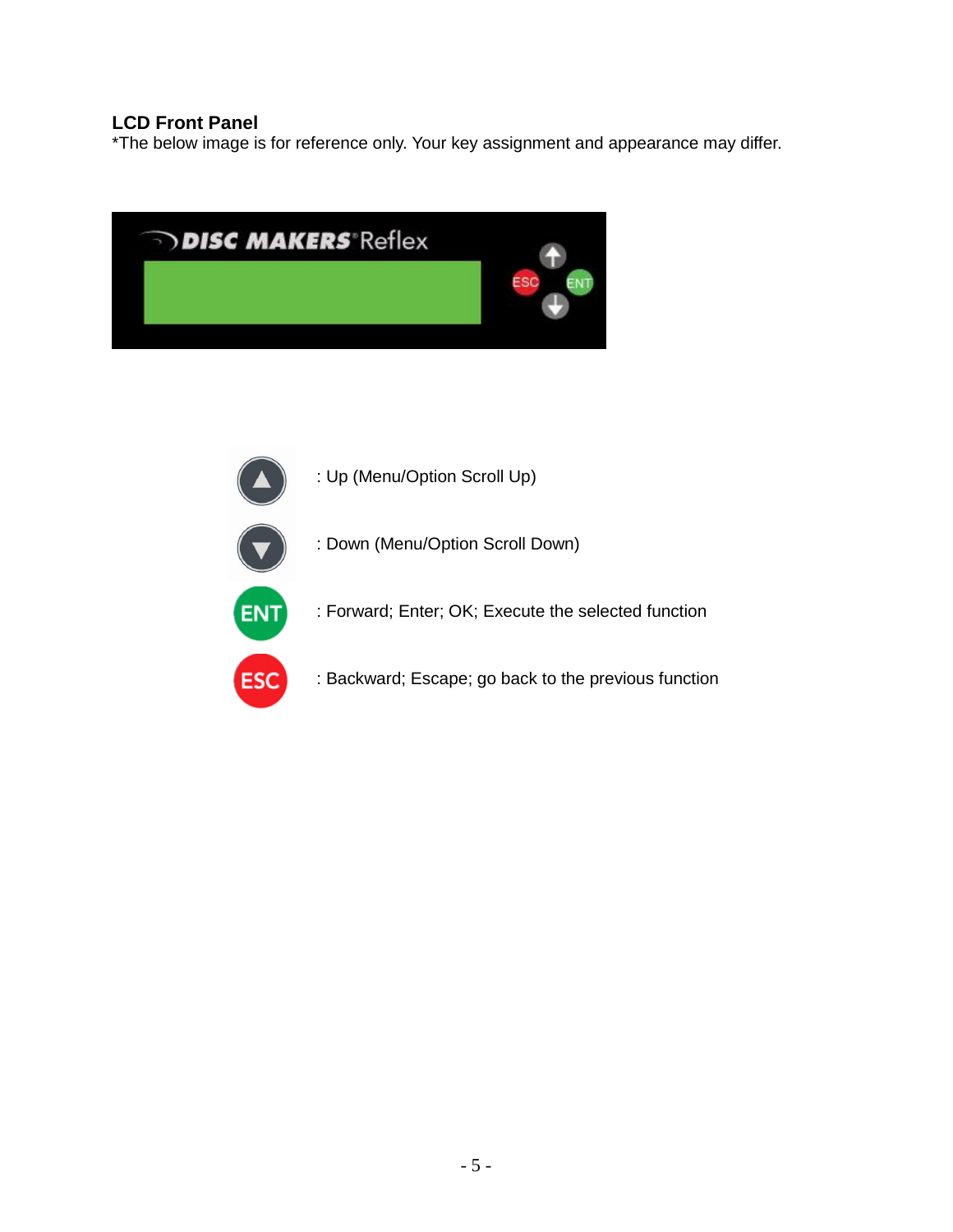## LCD Front Panel

*The below image is for reference only. Your key assignment and appearance may differ.

: Up (Menu/Option Scroll Up)

: Down (Menu/Option Scroll Down)

ENT : Forward; Enter; OK; Execute the selected function

ESC : Backward; Escape; go back to the previous function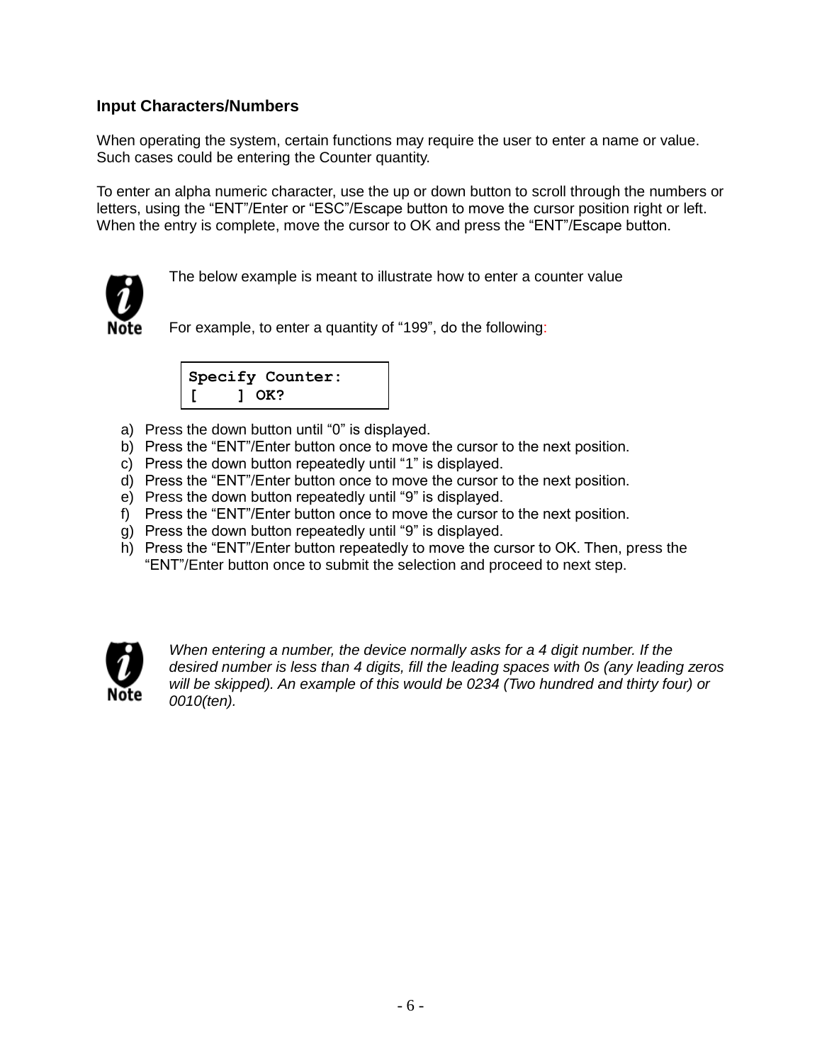### Input Characters/Numbers

When operating the system, certain functions may require the user to enter a name or value. Such cases could be entering the Counter quantity.

To enter an alpha numeric character, use the up or down button to scroll through the numbers or letters, using the “ENT”/Enter or “ESC”/Escape button to move the cursor position right or left. When the entry is complete, move the cursor to OK and press the “ENT”/Escape button.

Note

The below example is meant to illustrate how to enter a counter value

For example, to enter a quantity of “199”, do the following:

```
Specify Counter:
[    ] OK?
```

a) Press the down button until “0” is displayed.
b) Press the “ENT”/Enter button once to move the cursor to the next position.
c) Press the down button repeatedly until “1” is displayed.
d) Press the “ENT”/Enter button once to move the cursor to the next position.
e) Press the down button repeatedly until “9” is displayed.
f) Press the “ENT”/Enter button once to move the cursor to the next position.
g) Press the down button repeatedly until “9” is displayed.
h) Press the “ENT”/Enter button repeatedly to move the cursor to OK. Then, press the “ENT”/Enter button once to submit the selection and proceed to next step.

Note

*When entering a number, the device normally asks for a 4 digit number. If the desired number is less than 4 digits, fill the leading spaces with 0s (any leading zeros will be skipped). An example of this would be 0234 (Two hundred and thirty four) or 0010(ten).*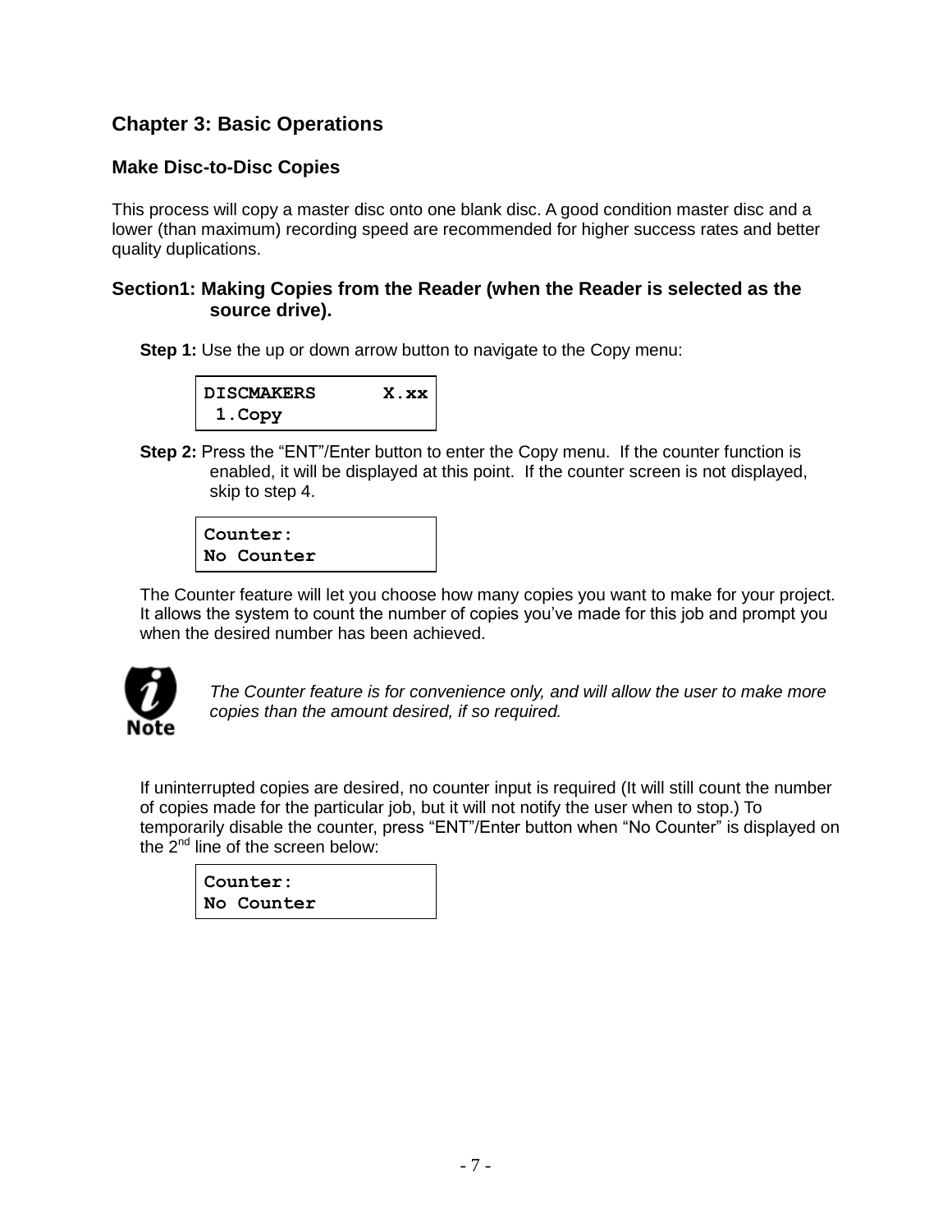## Chapter 3: Basic Operations

### Make Disc-to-Disc Copies

This process will copy a master disc onto one blank disc. A good condition master disc and a lower (than maximum) recording speed are recommended for higher success rates and better quality duplications.

### Section1: Making Copies from the Reader (when the Reader is selected as the source drive).

**Step 1:** Use the up or down arrow button to navigate to the Copy menu:

```
DISCMAKERS      X.xx
 1.Copy
```

**Step 2:** Press the "ENT"/Enter button to enter the Copy menu. If the counter function is enabled, it will be displayed at this point. If the counter screen is not displayed, skip to step 4.

```
Counter:
No Counter
```

The Counter feature will let you choose how many copies you want to make for your project. It allows the system to count the number of copies you've made for this job and prompt you when the desired number has been achieved.

Note: *The Counter feature is for convenience only, and will allow the user to make more copies than the amount desired, if so required.*

If uninterrupted copies are desired, no counter input is required (It will still count the number of copies made for the particular job, but it will not notify the user when to stop.) To temporarily disable the counter, press "ENT"/Enter button when "No Counter" is displayed on the 2nd line of the screen below:

```
Counter:
No Counter
```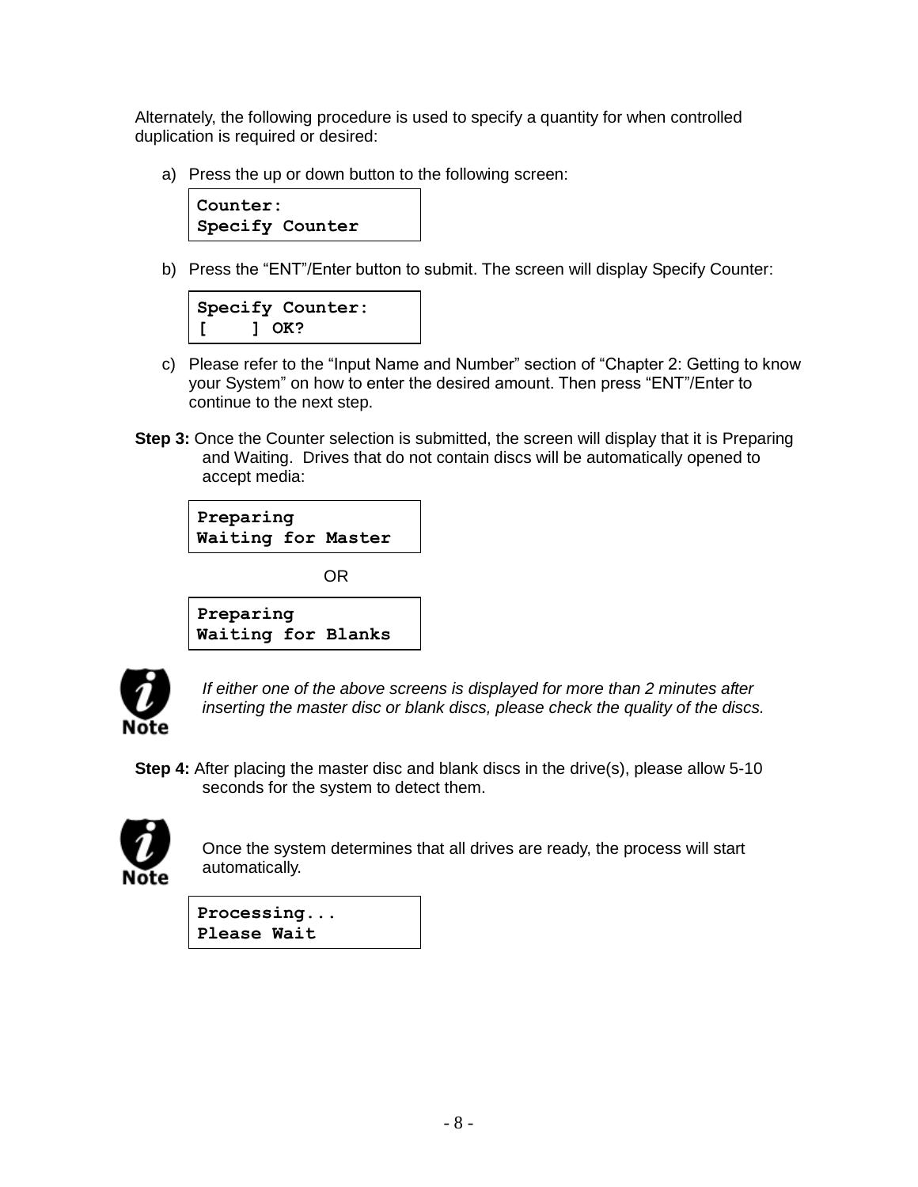Alternately, the following procedure is used to specify a quantity for when controlled duplication is required or desired:

a) Press the up or down button to the following screen:

```
Counter:
Specify Counter
```

b) Press the “ENT”/Enter button to submit. The screen will display Specify Counter:

```
Specify Counter:
[    ] OK?
```

c) Please refer to the “Input Name and Number” section of “Chapter 2: Getting to know your System” on how to enter the desired amount. Then press “ENT”/Enter to continue to the next step.

**Step 3:** Once the Counter selection is submitted, the screen will display that it is Preparing and Waiting. Drives that do not contain discs will be automatically opened to accept media:

```
Preparing
Waiting for Master
```

OR

```
Preparing
Waiting for Blanks
```

Note: *If either one of the above screens is displayed for more than 2 minutes after inserting the master disc or blank discs, please check the quality of the discs.*

**Step 4:** After placing the master disc and blank discs in the drive(s), please allow 5-10 seconds for the system to detect them.

Note: Once the system determines that all drives are ready, the process will start automatically.

```
Processing...
Please Wait
```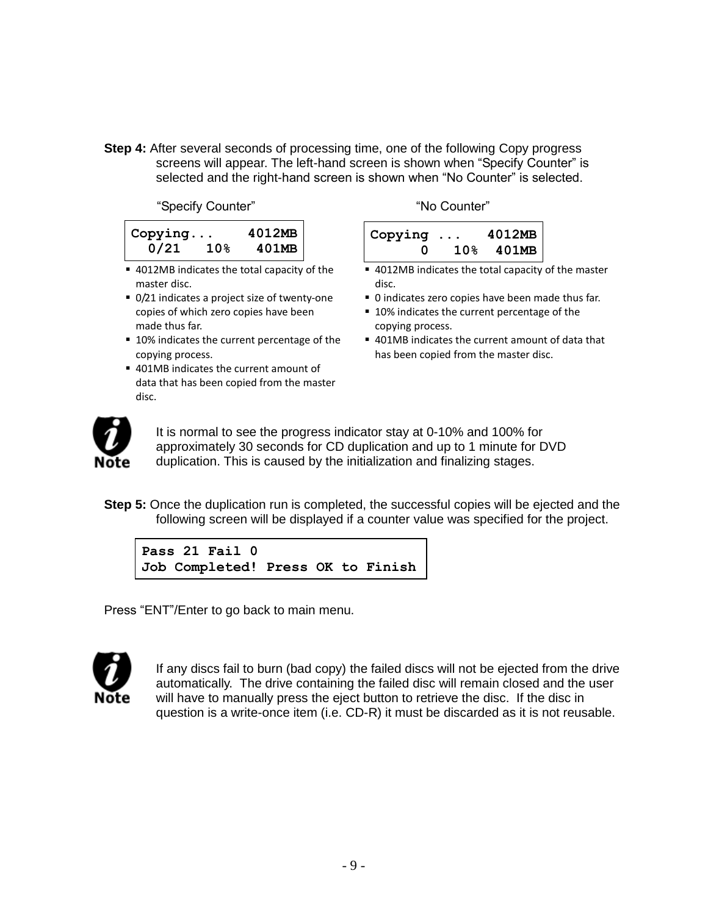**Step 4:** After several seconds of processing time, one of the following Copy progress screens will appear. The left-hand screen is shown when “Specify Counter” is selected and the right-hand screen is shown when “No Counter” is selected.

“Specify Counter”

```
Copying...    4012MB
  0/21   10%   401MB
```

- 4012MB indicates the total capacity of the master disc.
- 0/21 indicates a project size of twenty-one copies of which zero copies have been made thus far.
- 10% indicates the current percentage of the copying process.
- 401MB indicates the current amount of data that has been copied from the master disc.

“No Counter”

```
Copying ...   4012MB
      0   10%  401MB
```

- 4012MB indicates the total capacity of the master disc.
- 0 indicates zero copies have been made thus far.
- 10% indicates the current percentage of the copying process.
- 401MB indicates the current amount of data that has been copied from the master disc.

**Note:** It is normal to see the progress indicator stay at 0-10% and 100% for approximately 30 seconds for CD duplication and up to 1 minute for DVD duplication. This is caused by the initialization and finalizing stages.

**Step 5:** Once the duplication run is completed, the successful copies will be ejected and the following screen will be displayed if a counter value was specified for the project.

```
Pass 21 Fail 0
Job Completed! Press OK to Finish
```

Press “ENT”/Enter to go back to main menu.

**Note:** If any discs fail to burn (bad copy) the failed discs will not be ejected from the drive automatically. The drive containing the failed disc will remain closed and the user will have to manually press the eject button to retrieve the disc. If the disc in question is a write-once item (i.e. CD-R) it must be discarded as it is not reusable.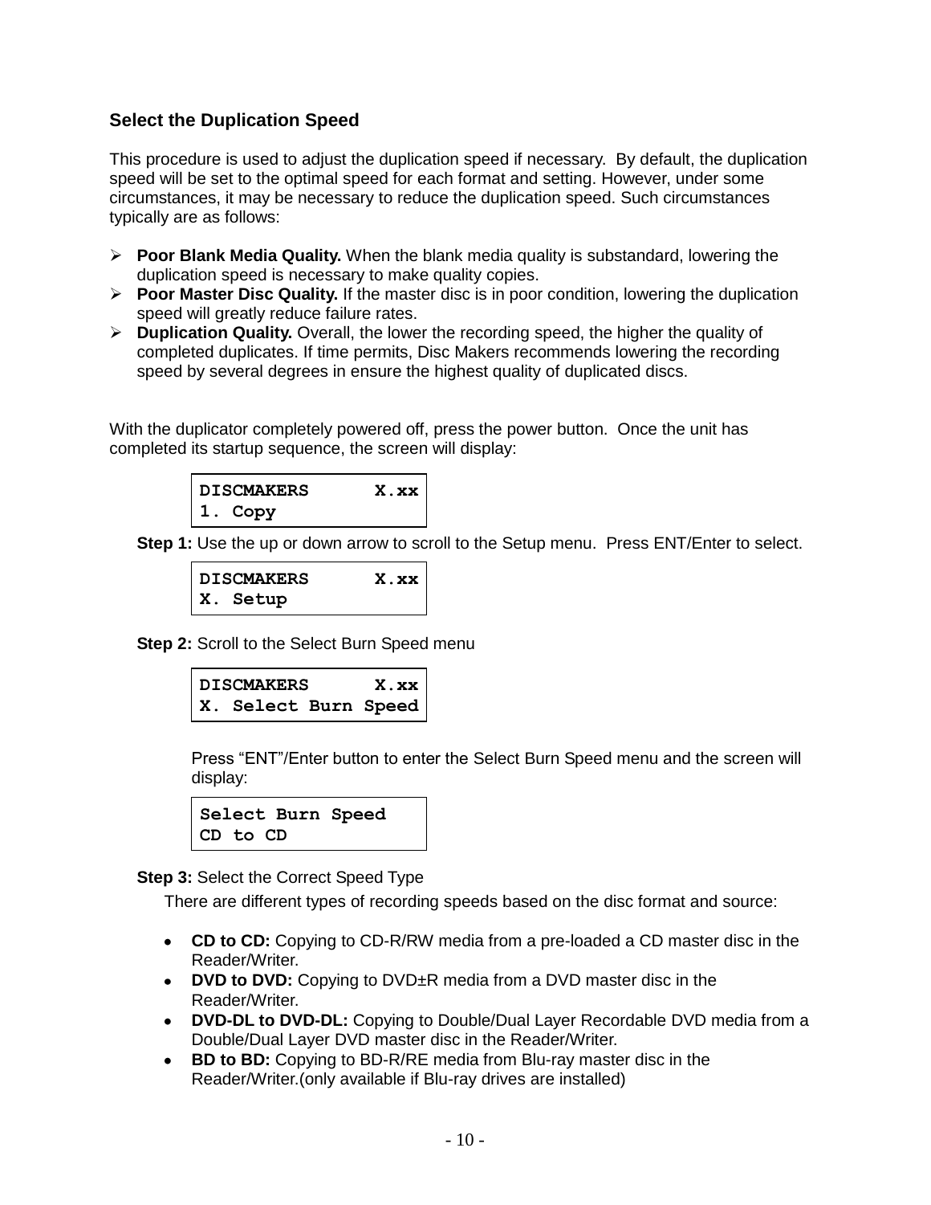### Select the Duplication Speed

This procedure is used to adjust the duplication speed if necessary. By default, the duplication speed will be set to the optimal speed for each format and setting. However, under some circumstances, it may be necessary to reduce the duplication speed. Such circumstances typically are as follows:

- **Poor Blank Media Quality.** When the blank media quality is substandard, lowering the duplication speed is necessary to make quality copies.
- **Poor Master Disc Quality.** If the master disc is in poor condition, lowering the duplication speed will greatly reduce failure rates.
- **Duplication Quality.** Overall, the lower the recording speed, the higher the quality of completed duplicates. If time permits, Disc Makers recommends lowering the recording speed by several degrees in ensure the highest quality of duplicated discs.

With the duplicator completely powered off, press the power button. Once the unit has completed its startup sequence, the screen will display:

```
DISCMAKERS      X.xx
1. Copy
```

**Step 1:** Use the up or down arrow to scroll to the Setup menu. Press ENT/Enter to select.

```
DISCMAKERS      X.xx
X. Setup
```

**Step 2:** Scroll to the Select Burn Speed menu

```
DISCMAKERS      X.xx
X. Select Burn Speed
```

Press “ENT”/Enter button to enter the Select Burn Speed menu and the screen will display:

```
Select Burn Speed
CD to CD
```

**Step 3:** Select the Correct Speed Type

There are different types of recording speeds based on the disc format and source:

- **CD to CD:** Copying to CD-R/RW media from a pre-loaded a CD master disc in the Reader/Writer.
- **DVD to DVD:** Copying to DVD±R media from a DVD master disc in the Reader/Writer.
- **DVD-DL to DVD-DL:** Copying to Double/Dual Layer Recordable DVD media from a Double/Dual Layer DVD master disc in the Reader/Writer.
- **BD to BD:** Copying to BD-R/RE media from Blu-ray master disc in the Reader/Writer.(only available if Blu-ray drives are installed)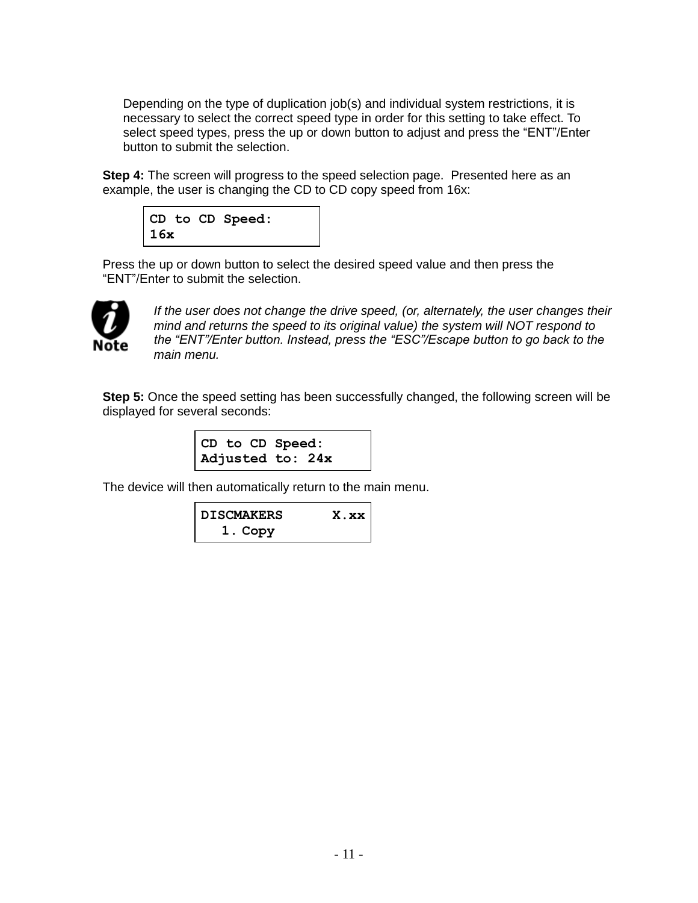Depending on the type of duplication job(s) and individual system restrictions, it is necessary to select the correct speed type in order for this setting to take effect. To select speed types, press the up or down button to adjust and press the "ENT"/Enter button to submit the selection.

**Step 4:** The screen will progress to the speed selection page. Presented here as an example, the user is changing the CD to CD copy speed from 16x:

```
CD to CD Speed:
16x
```

Press the up or down button to select the desired speed value and then press the "ENT"/Enter to submit the selection.

> **Note:** *If the user does not change the drive speed, (or, alternately, the user changes their mind and returns the speed to its original value) the system will NOT respond to the "ENT"/Enter button. Instead, press the "ESC"/Escape button to go back to the main menu.*

**Step 5:** Once the speed setting has been successfully changed, the following screen will be displayed for several seconds:

```
CD to CD Speed:
Adjusted to: 24x
```

The device will then automatically return to the main menu.

```
DISCMAKERS      X.xx
   1. Copy
```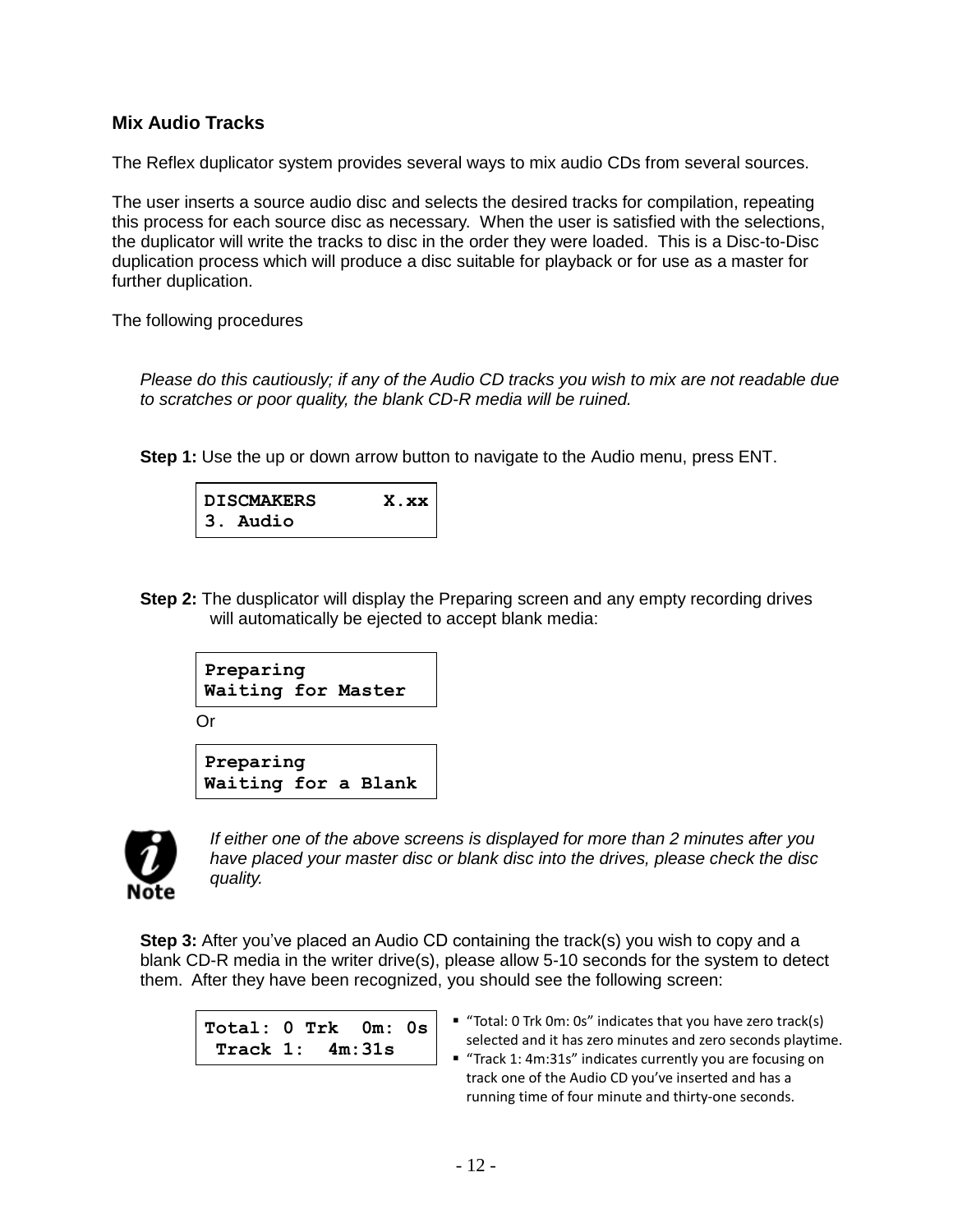### Mix Audio Tracks

The Reflex duplicator system provides several ways to mix audio CDs from several sources.

The user inserts a source audio disc and selects the desired tracks for compilation, repeating this process for each source disc as necessary. When the user is satisfied with the selections, the duplicator will write the tracks to disc in the order they were loaded. This is a Disc-to-Disc duplication process which will produce a disc suitable for playback or for use as a master for further duplication.

The following procedures

*Please do this cautiously; if any of the Audio CD tracks you wish to mix are not readable due to scratches or poor quality, the blank CD-R media will be ruined.*

**Step 1:** Use the up or down arrow button to navigate to the Audio menu, press ENT.

```
DISCMAKERS      X.xx
3. Audio
```

**Step 2:** The dusplicator will display the Preparing screen and any empty recording drives will automatically be ejected to accept blank media:

```
Preparing
Waiting for Master
```

Or

```
Preparing
Waiting for a Blank
```

Note: *If either one of the above screens is displayed for more than 2 minutes after you have placed your master disc or blank disc into the drives, please check the disc quality.*

**Step 3:** After you've placed an Audio CD containing the track(s) you wish to copy and a blank CD-R media in the writer drive(s), please allow 5-10 seconds for the system to detect them. After they have been recognized, you should see the following screen:

```
Total: 0 Trk  0m: 0s
 Track 1:  4m:31s
```

- "Total: 0 Trk 0m: 0s" indicates that you have zero track(s) selected and it has zero minutes and zero seconds playtime.
- "Track 1: 4m:31s" indicates currently you are focusing on track one of the Audio CD you've inserted and has a running time of four minute and thirty-one seconds.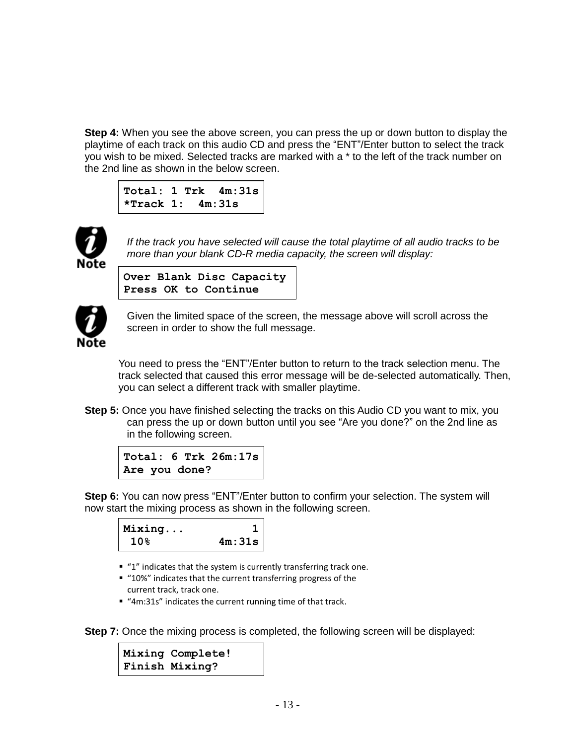**Step 4:** When you see the above screen, you can press the up or down button to display the playtime of each track on this audio CD and press the "ENT"/Enter button to select the track you wish to be mixed. Selected tracks are marked with a * to the left of the track number on the 2nd line as shown in the below screen.

```
Total: 1 Trk  4m:31s
*Track 1:  4m:31s
```

**Note**

*If the track you have selected will cause the total playtime of all audio tracks to be more than your blank CD-R media capacity, the screen will display:*

```
Over Blank Disc Capacity
Press OK to Continue
```

**Note**

Given the limited space of the screen, the message above will scroll across the screen in order to show the full message.

You need to press the "ENT"/Enter button to return to the track selection menu. The track selected that caused this error message will be de-selected automatically. Then, you can select a different track with smaller playtime.

**Step 5:** Once you have finished selecting the tracks on this Audio CD you want to mix, you can press the up or down button until you see "Are you done?" on the 2nd line as in the following screen.

```
Total: 6 Trk 26m:17s
Are you done?
```

**Step 6:** You can now press "ENT"/Enter button to confirm your selection. The system will now start the mixing process as shown in the following screen.

```
Mixing...          1
 10%          4m:31s
```

- "1" indicates that the system is currently transferring track one.
- "10%" indicates that the current transferring progress of the current track, track one.
- "4m:31s" indicates the current running time of that track.

**Step 7:** Once the mixing process is completed, the following screen will be displayed:

```
Mixing Complete!
Finish Mixing?
```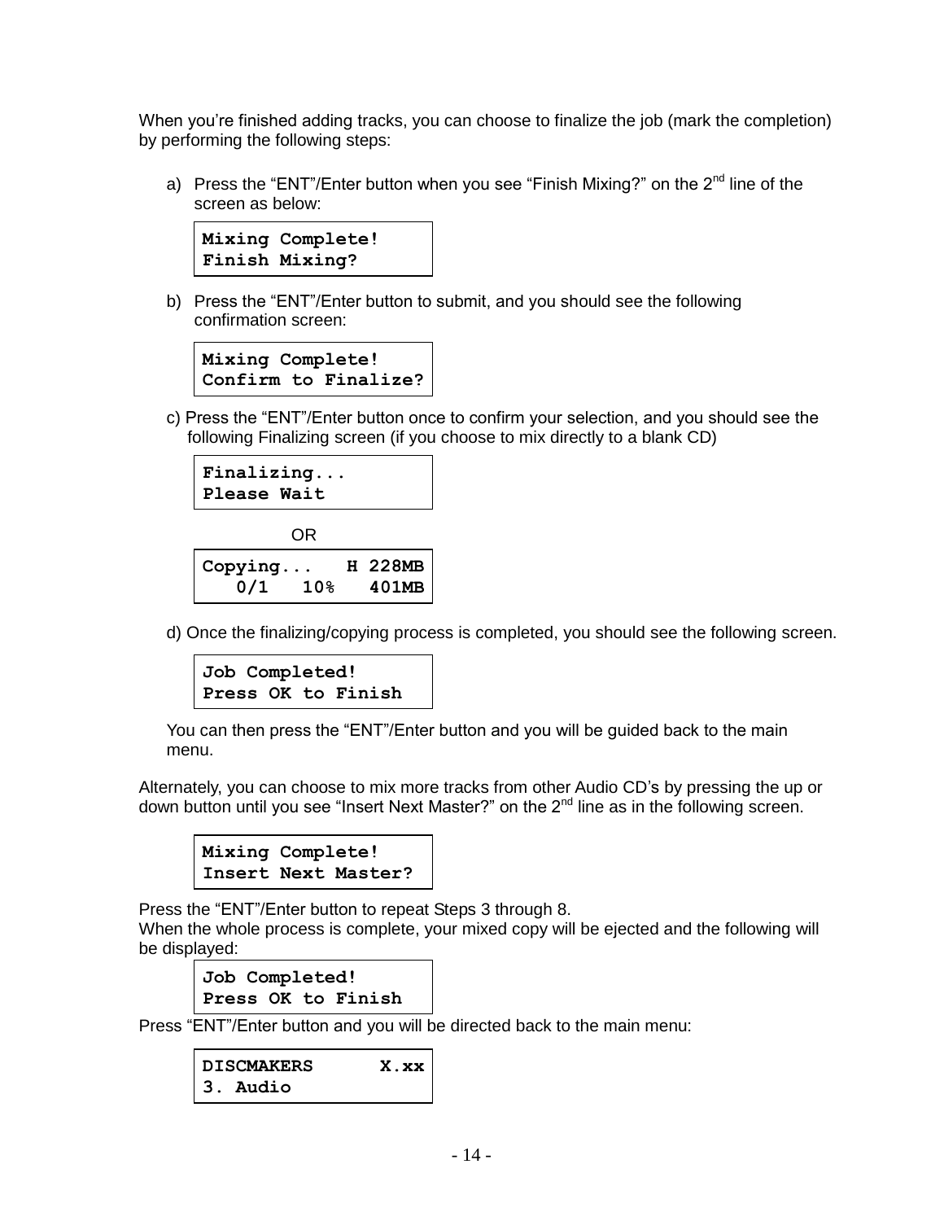When you're finished adding tracks, you can choose to finalize the job (mark the completion) by performing the following steps:

a) Press the "ENT"/Enter button when you see "Finish Mixing?" on the 2nd line of the screen as below:

```
Mixing Complete!
Finish Mixing?
```

b) Press the "ENT"/Enter button to submit, and you should see the following confirmation screen:

```
Mixing Complete!
Confirm to Finalize?
```

c) Press the "ENT"/Enter button once to confirm your selection, and you should see the following Finalizing screen (if you choose to mix directly to a blank CD)

```
Finalizing...
Please Wait
```

OR

```
Copying...   H 228MB
   0/1   10%   401MB
```

d) Once the finalizing/copying process is completed, you should see the following screen.

```
Job Completed!
Press OK to Finish
```

You can then press the "ENT"/Enter button and you will be guided back to the main menu.

Alternately, you can choose to mix more tracks from other Audio CD's by pressing the up or down button until you see "Insert Next Master?" on the 2nd line as in the following screen.

```
Mixing Complete!
Insert Next Master?
```

Press the "ENT"/Enter button to repeat Steps 3 through 8.
When the whole process is complete, your mixed copy will be ejected and the following will be displayed:

```
Job Completed!
Press OK to Finish
```

Press "ENT"/Enter button and you will be directed back to the main menu:

```
DISCMAKERS      X.xx
3. Audio
```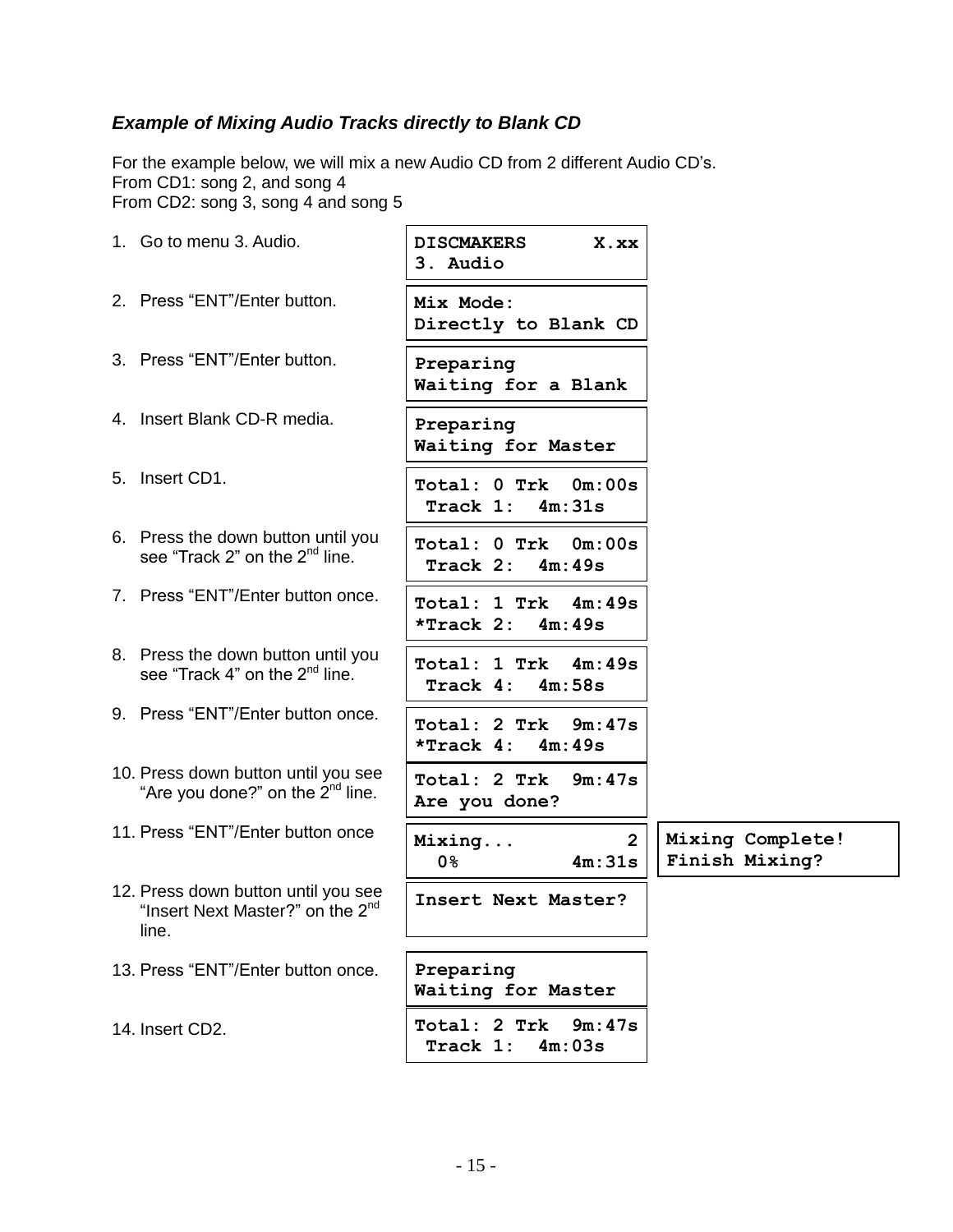### *Example of Mixing Audio Tracks directly to Blank CD*

For the example below, we will mix a new Audio CD from 2 different Audio CD's.
From CD1: song 2, and song 4
From CD2: song 3, song 4 and song 5

| Step | Display | |
|---|---|---|
| 1. Go to menu 3. Audio. | `DISCMAKERS X.xx`<br>`3. Audio` | |
| 2. Press "ENT"/Enter button. | `Mix Mode:`<br>`Directly to Blank CD` | |
| 3. Press "ENT"/Enter button. | `Preparing`<br>`Waiting for a Blank` | |
| 4. Insert Blank CD-R media. | `Preparing`<br>`Waiting for Master` | |
| 5. Insert CD1. | `Total: 0 Trk 0m:00s`<br>`Track 1: 4m:31s` | |
| 6. Press the down button until you see "Track 2" on the 2nd line. | `Total: 0 Trk 0m:00s`<br>`Track 2: 4m:49s` | |
| 7. Press "ENT"/Enter button once. | `Total: 1 Trk 4m:49s`<br>`*Track 2: 4m:49s` | |
| 8. Press the down button until you see "Track 4" on the 2nd line. | `Total: 1 Trk 4m:49s`<br>`Track 4: 4m:58s` | |
| 9. Press "ENT"/Enter button once. | `Total: 2 Trk 9m:47s`<br>`*Track 4: 4m:49s` | |
| 10. Press down button until you see "Are you done?" on the 2nd line. | `Total: 2 Trk 9m:47s`<br>`Are you done?` | |
| 11. Press "ENT"/Enter button once | `Mixing... 2`<br>`0% 4m:31s` | `Mixing Complete!`<br>`Finish Mixing?` |
| 12. Press down button until you see "Insert Next Master?" on the 2nd line. | `Insert Next Master?` | |
| 13. Press "ENT"/Enter button once. | `Preparing`<br>`Waiting for Master` | |
| 14. Insert CD2. | `Total: 2 Trk 9m:47s`<br>`Track 1: 4m:03s` | |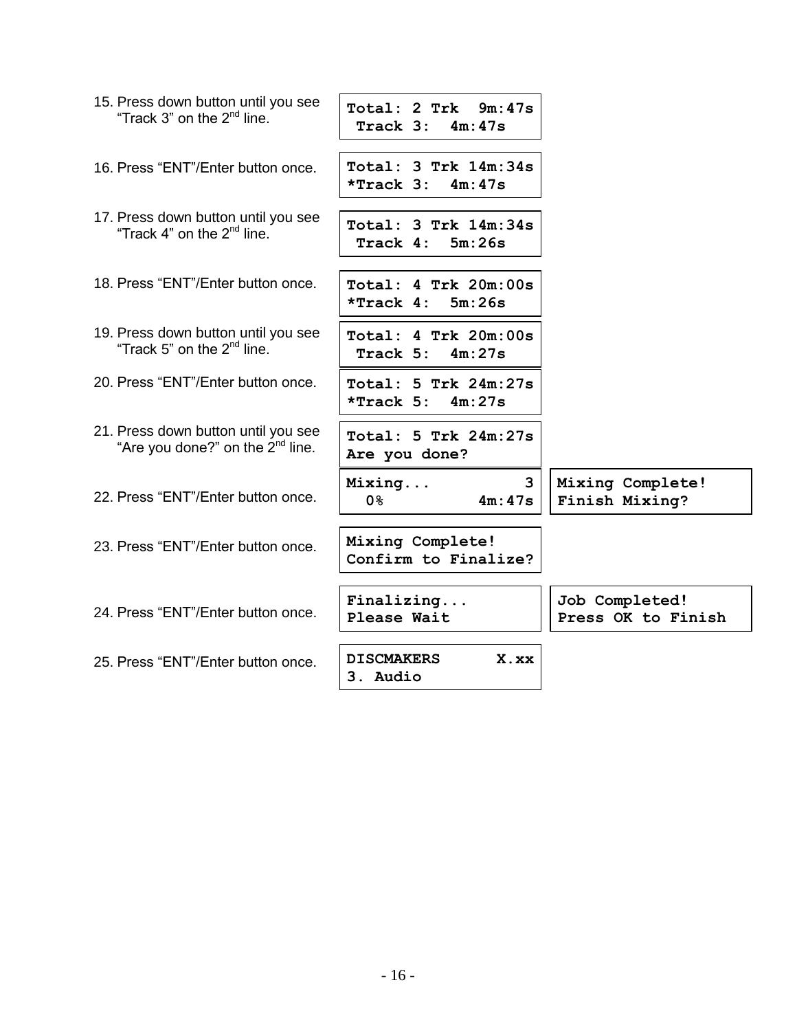15. Press down button until you see "Track 3" on the 2nd line.

```
Total: 2 Trk  9m:47s
 Track 3:  4m:47s
```

16. Press "ENT"/Enter button once.

```
Total: 3 Trk 14m:34s
*Track 3:  4m:47s
```

17. Press down button until you see "Track 4" on the 2nd line.

```
Total: 3 Trk 14m:34s
 Track 4:  5m:26s
```

18. Press "ENT"/Enter button once.

```
Total: 4 Trk 20m:00s
*Track 4:  5m:26s
```

19. Press down button until you see "Track 5" on the 2nd line.

```
Total: 4 Trk 20m:00s
 Track 5:  4m:27s
```

20. Press "ENT"/Enter button once.

```
Total: 5 Trk 24m:27s
*Track 5:  4m:27s
```

21. Press down button until you see "Are you done?" on the 2nd line.

```
Total: 5 Trk 24m:27s
Are you done?
```

22. Press "ENT"/Enter button once.

```
Mixing...          3
  0%          4m:47s
```

```
Mixing Complete!
Finish Mixing?
```

23. Press "ENT"/Enter button once.

```
Mixing Complete!
Confirm to Finalize?
```

24. Press "ENT"/Enter button once.

```
Finalizing...
Please Wait
```

```
Job Completed!
Press OK to Finish
```

25. Press "ENT"/Enter button once.

```
DISCMAKERS      X.xx
3. Audio
```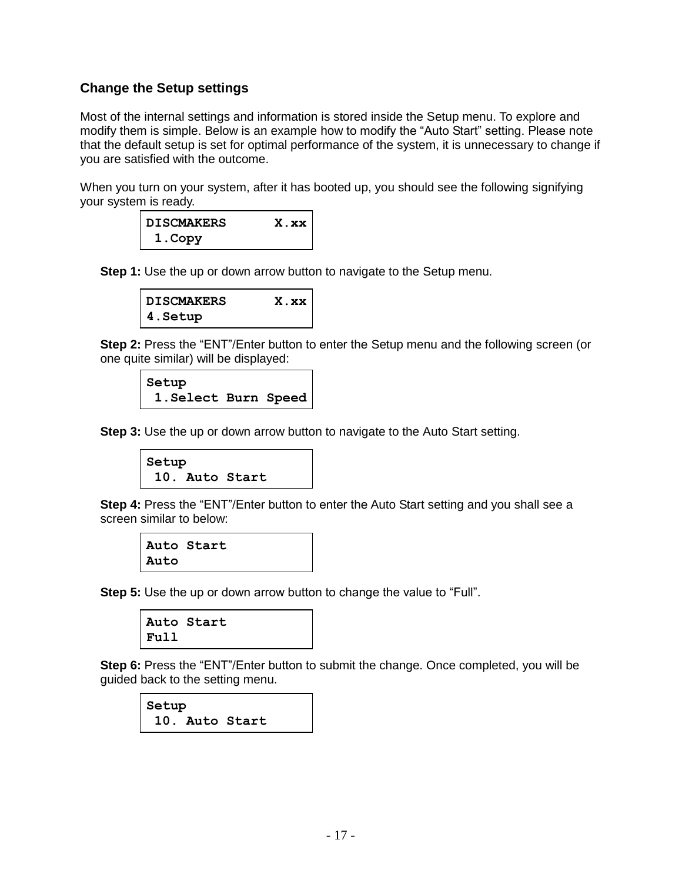## Change the Setup settings

Most of the internal settings and information is stored inside the Setup menu. To explore and modify them is simple. Below is an example how to modify the “Auto Start” setting. Please note that the default setup is set for optimal performance of the system, it is unnecessary to change if you are satisfied with the outcome.

When you turn on your system, after it has booted up, you should see the following signifying your system is ready.

```
DISCMAKERS      X.xx
 1.Copy
```

**Step 1:** Use the up or down arrow button to navigate to the Setup menu.

```
DISCMAKERS      X.xx
4.Setup
```

**Step 2:** Press the “ENT”/Enter button to enter the Setup menu and the following screen (or one quite similar) will be displayed:

```
Setup
 1.Select Burn Speed
```

**Step 3:** Use the up or down arrow button to navigate to the Auto Start setting.

```
Setup
 10. Auto Start
```

**Step 4:** Press the “ENT”/Enter button to enter the Auto Start setting and you shall see a screen similar to below:

```
Auto Start
Auto
```

**Step 5:** Use the up or down arrow button to change the value to “Full”.

```
Auto Start
Full
```

**Step 6:** Press the “ENT”/Enter button to submit the change. Once completed, you will be guided back to the setting menu.

```
Setup
 10. Auto Start
```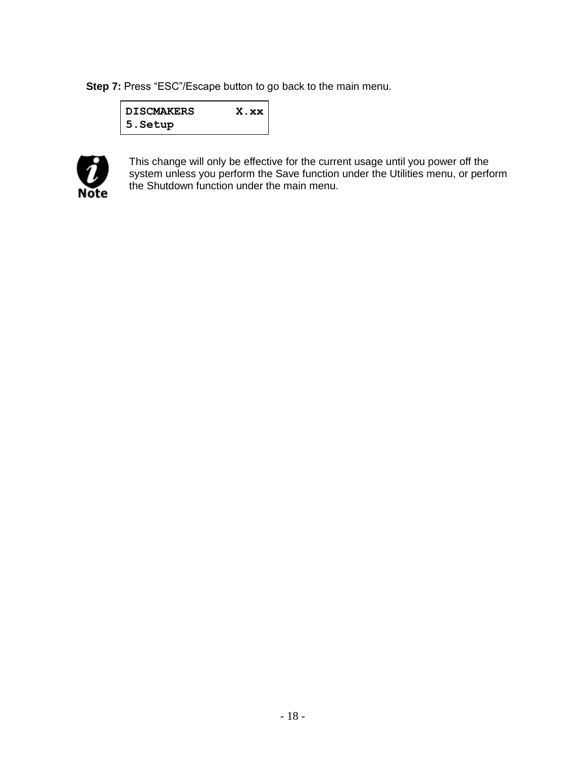**Step 7:** Press “ESC”/Escape button to go back to the main menu.

```
DISCMAKERS      X.xx
5.Setup
```

**Note:** This change will only be effective for the current usage until you power off the system unless you perform the Save function under the Utilities menu, or perform the Shutdown function under the main menu.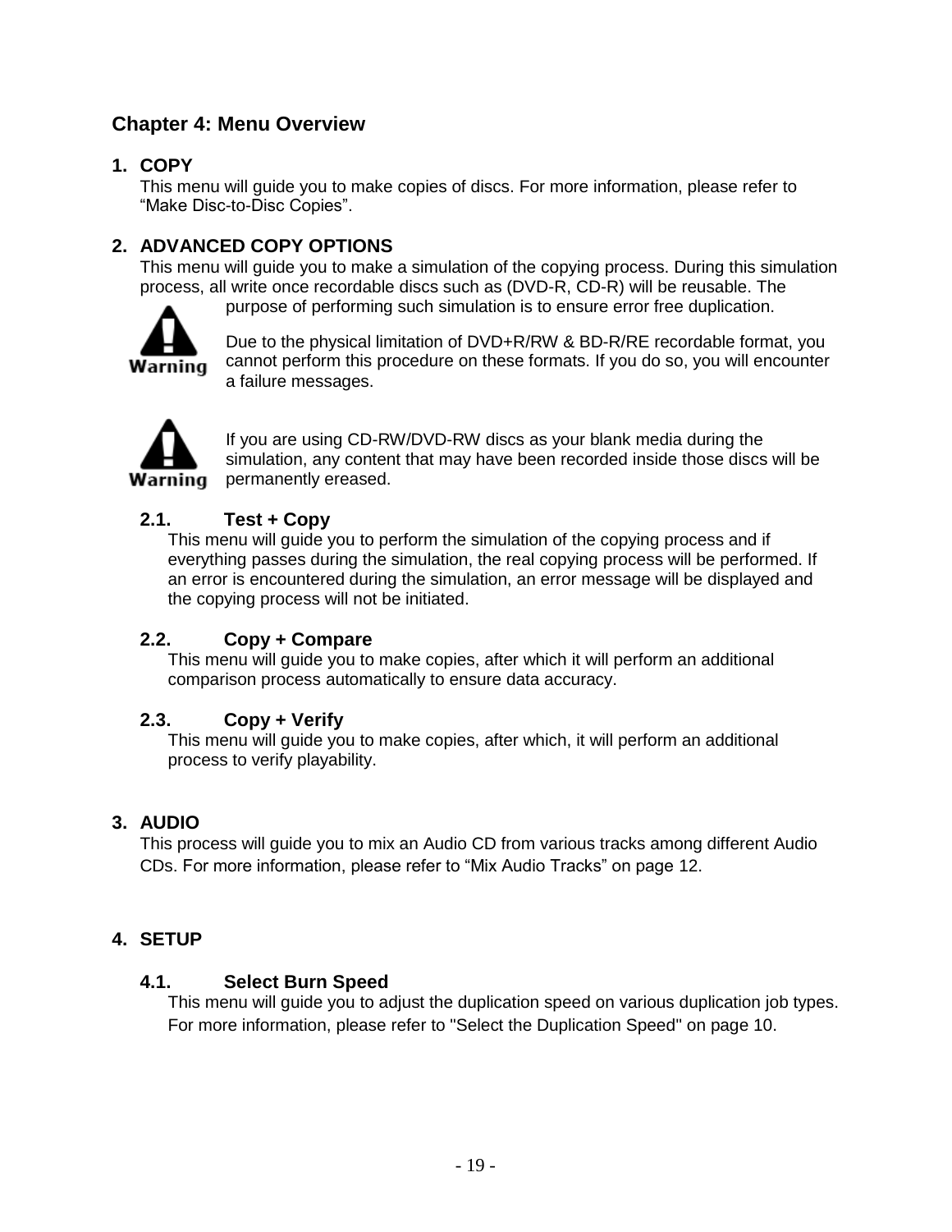## Chapter 4: Menu Overview

### 1. COPY

This menu will guide you to make copies of discs. For more information, please refer to "Make Disc-to-Disc Copies".

### 2. ADVANCED COPY OPTIONS

This menu will guide you to make a simulation of the copying process. During this simulation process, all write once recordable discs such as (DVD-R, CD-R) will be reusable. The purpose of performing such simulation is to ensure error free duplication.

**Warning**

Due to the physical limitation of DVD+R/RW & BD-R/RE recordable format, you cannot perform this procedure on these formats. If you do so, you will encounter a failure messages.

**Warning**

If you are using CD-RW/DVD-RW discs as your blank media during the simulation, any content that may have been recorded inside those discs will be permanently ereased.

#### 2.1. Test + Copy

This menu will guide you to perform the simulation of the copying process and if everything passes during the simulation, the real copying process will be performed. If an error is encountered during the simulation, an error message will be displayed and the copying process will not be initiated.

#### 2.2. Copy + Compare

This menu will guide you to make copies, after which it will perform an additional comparison process automatically to ensure data accuracy.

#### 2.3. Copy + Verify

This menu will guide you to make copies, after which, it will perform an additional process to verify playability.

### 3. AUDIO

This process will guide you to mix an Audio CD from various tracks among different Audio CDs. For more information, please refer to "Mix Audio Tracks" on page 12.

### 4. SETUP

#### 4.1. Select Burn Speed

This menu will guide you to adjust the duplication speed on various duplication job types. For more information, please refer to "Select the Duplication Speed" on page 10.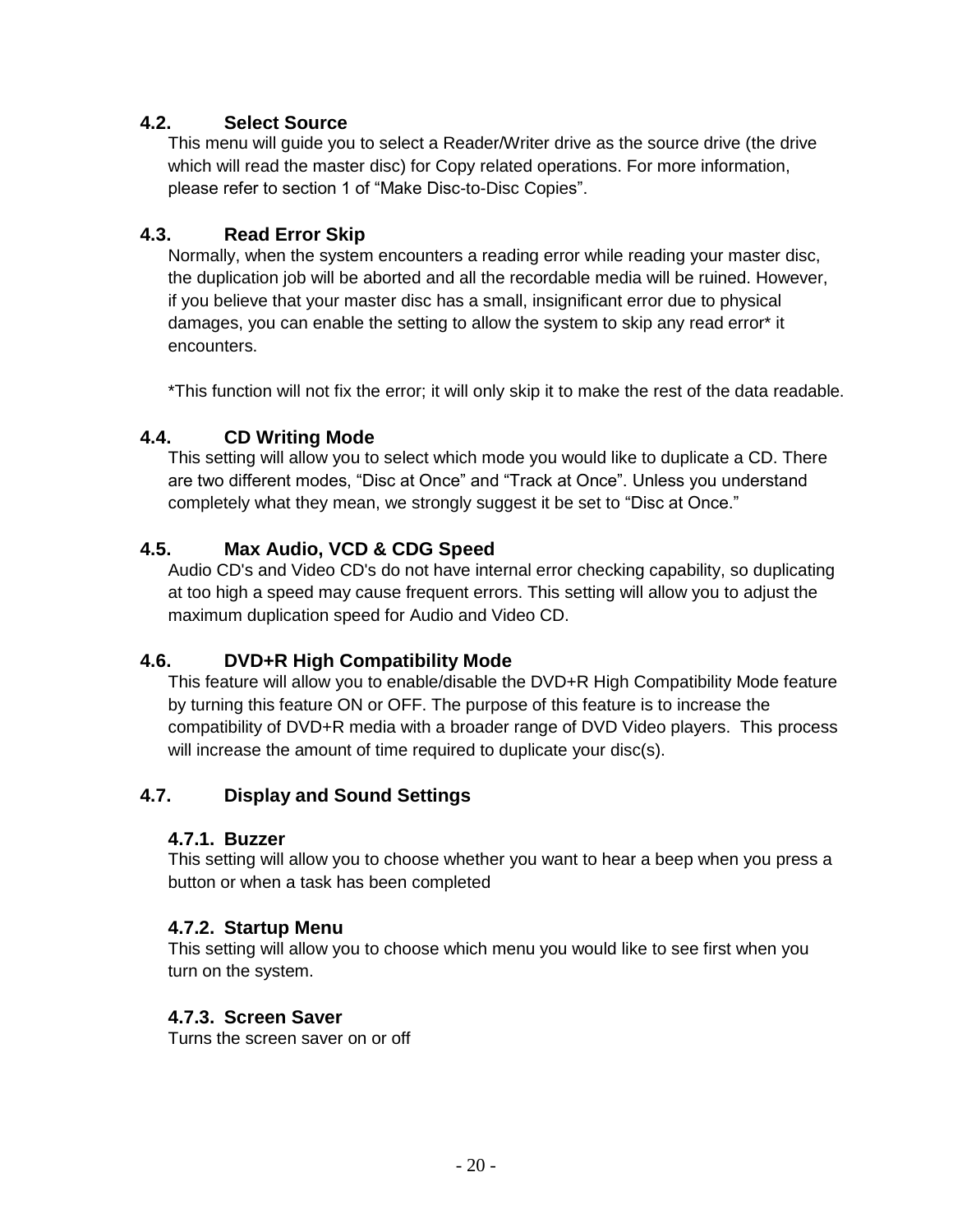## 4.2. Select Source

This menu will guide you to select a Reader/Writer drive as the source drive (the drive which will read the master disc) for Copy related operations. For more information, please refer to section 1 of “Make Disc-to-Disc Copies”.

## 4.3. Read Error Skip

Normally, when the system encounters a reading error while reading your master disc, the duplication job will be aborted and all the recordable media will be ruined. However, if you believe that your master disc has a small, insignificant error due to physical damages, you can enable the setting to allow the system to skip any read error* it encounters.

*This function will not fix the error; it will only skip it to make the rest of the data readable.

## 4.4. CD Writing Mode

This setting will allow you to select which mode you would like to duplicate a CD. There are two different modes, “Disc at Once” and “Track at Once”. Unless you understand completely what they mean, we strongly suggest it be set to “Disc at Once.”

## 4.5. Max Audio, VCD & CDG Speed

Audio CD's and Video CD's do not have internal error checking capability, so duplicating at too high a speed may cause frequent errors. This setting will allow you to adjust the maximum duplication speed for Audio and Video CD.

## 4.6. DVD+R High Compatibility Mode

This feature will allow you to enable/disable the DVD+R High Compatibility Mode feature by turning this feature ON or OFF. The purpose of this feature is to increase the compatibility of DVD+R media with a broader range of DVD Video players. This process will increase the amount of time required to duplicate your disc(s).

## 4.7. Display and Sound Settings

### 4.7.1. Buzzer

This setting will allow you to choose whether you want to hear a beep when you press a button or when a task has been completed

### 4.7.2. Startup Menu

This setting will allow you to choose which menu you would like to see first when you turn on the system.

### 4.7.3. Screen Saver

Turns the screen saver on or off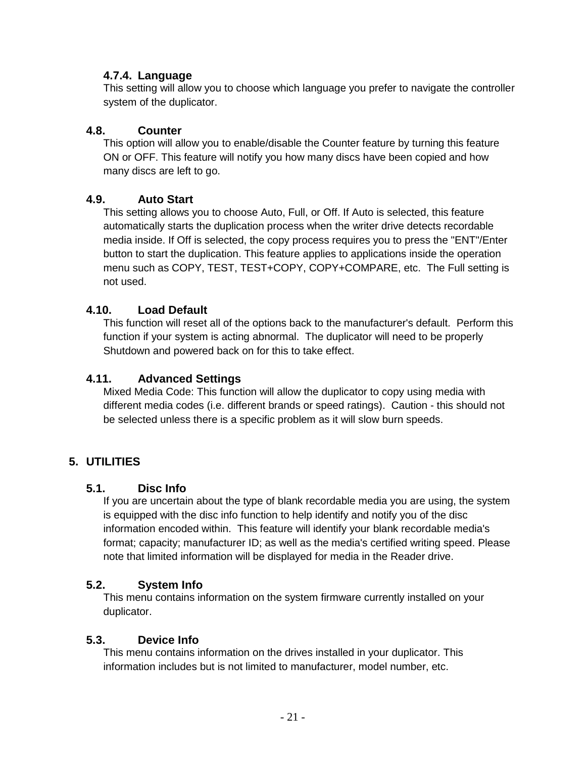#### 4.7.4. Language

This setting will allow you to choose which language you prefer to navigate the controller system of the duplicator.

### 4.8. Counter

This option will allow you to enable/disable the Counter feature by turning this feature ON or OFF. This feature will notify you how many discs have been copied and how many discs are left to go.

### 4.9. Auto Start

This setting allows you to choose Auto, Full, or Off. If Auto is selected, this feature automatically starts the duplication process when the writer drive detects recordable media inside. If Off is selected, the copy process requires you to press the "ENT"/Enter button to start the duplication. This feature applies to applications inside the operation menu such as COPY, TEST, TEST+COPY, COPY+COMPARE, etc. The Full setting is not used.

### 4.10. Load Default

This function will reset all of the options back to the manufacturer's default. Perform this function if your system is acting abnormal. The duplicator will need to be properly Shutdown and powered back on for this to take effect.

### 4.11. Advanced Settings

Mixed Media Code: This function will allow the duplicator to copy using media with different media codes (i.e. different brands or speed ratings). Caution - this should not be selected unless there is a specific problem as it will slow burn speeds.

## 5. UTILITIES

### 5.1. Disc Info

If you are uncertain about the type of blank recordable media you are using, the system is equipped with the disc info function to help identify and notify you of the disc information encoded within. This feature will identify your blank recordable media's format; capacity; manufacturer ID; as well as the media's certified writing speed. Please note that limited information will be displayed for media in the Reader drive.

### 5.2. System Info

This menu contains information on the system firmware currently installed on your duplicator.

### 5.3. Device Info

This menu contains information on the drives installed in your duplicator. This information includes but is not limited to manufacturer, model number, etc.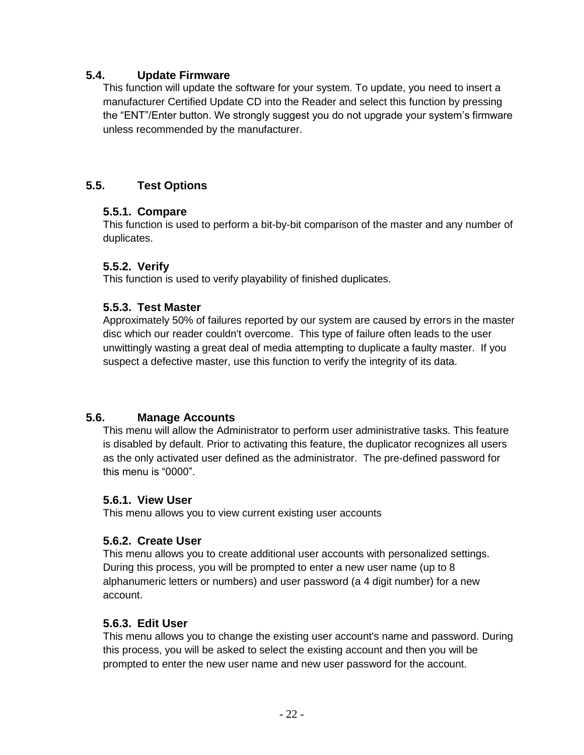## 5.4. Update Firmware

This function will update the software for your system. To update, you need to insert a manufacturer Certified Update CD into the Reader and select this function by pressing the “ENT”/Enter button. We strongly suggest you do not upgrade your system’s firmware unless recommended by the manufacturer.

## 5.5. Test Options

### 5.5.1. Compare

This function is used to perform a bit-by-bit comparison of the master and any number of duplicates.

### 5.5.2. Verify

This function is used to verify playability of finished duplicates.

### 5.5.3. Test Master

Approximately 50% of failures reported by our system are caused by errors in the master disc which our reader couldn't overcome. This type of failure often leads to the user unwittingly wasting a great deal of media attempting to duplicate a faulty master. If you suspect a defective master, use this function to verify the integrity of its data.

## 5.6. Manage Accounts

This menu will allow the Administrator to perform user administrative tasks. This feature is disabled by default. Prior to activating this feature, the duplicator recognizes all users as the only activated user defined as the administrator. The pre-defined password for this menu is “0000”.

### 5.6.1. View User

This menu allows you to view current existing user accounts

### 5.6.2. Create User

This menu allows you to create additional user accounts with personalized settings. During this process, you will be prompted to enter a new user name (up to 8 alphanumeric letters or numbers) and user password (a 4 digit number) for a new account.

### 5.6.3. Edit User

This menu allows you to change the existing user account's name and password. During this process, you will be asked to select the existing account and then you will be prompted to enter the new user name and new user password for the account.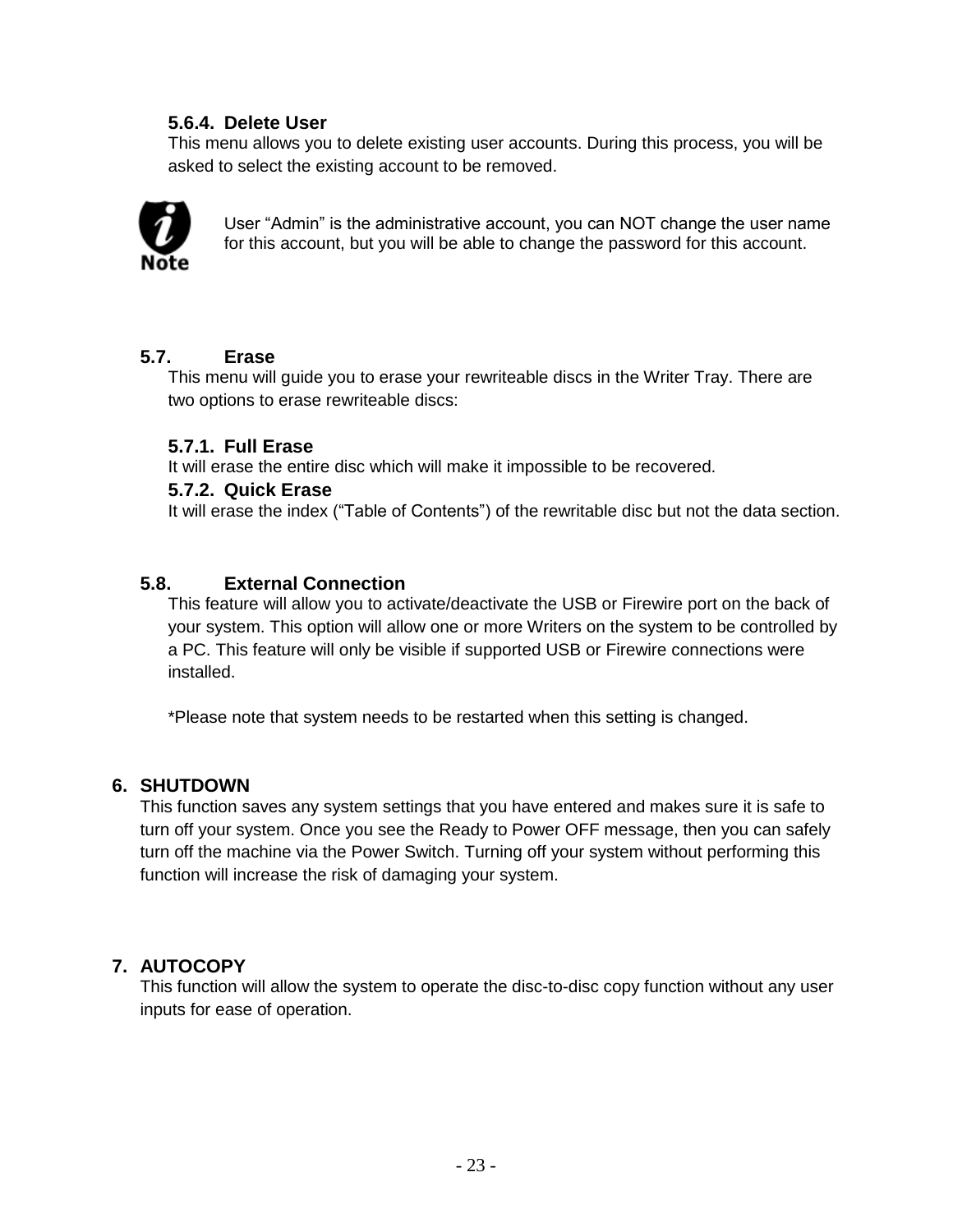#### 5.6.4. Delete User

This menu allows you to delete existing user accounts. During this process, you will be asked to select the existing account to be removed.

**Note:** User "Admin" is the administrative account, you can NOT change the user name for this account, but you will be able to change the password for this account.

### 5.7. Erase

This menu will guide you to erase your rewriteable discs in the Writer Tray. There are two options to erase rewriteable discs:

#### 5.7.1. Full Erase

It will erase the entire disc which will make it impossible to be recovered.

#### 5.7.2. Quick Erase

It will erase the index ("Table of Contents") of the rewritable disc but not the data section.

### 5.8. External Connection

This feature will allow you to activate/deactivate the USB or Firewire port on the back of your system. This option will allow one or more Writers on the system to be controlled by a PC. This feature will only be visible if supported USB or Firewire connections were installed.

*Please note that system needs to be restarted when this setting is changed.

## 6. SHUTDOWN

This function saves any system settings that you have entered and makes sure it is safe to turn off your system. Once you see the Ready to Power OFF message, then you can safely turn off the machine via the Power Switch. Turning off your system without performing this function will increase the risk of damaging your system.

## 7. AUTOCOPY

This function will allow the system to operate the disc-to-disc copy function without any user inputs for ease of operation.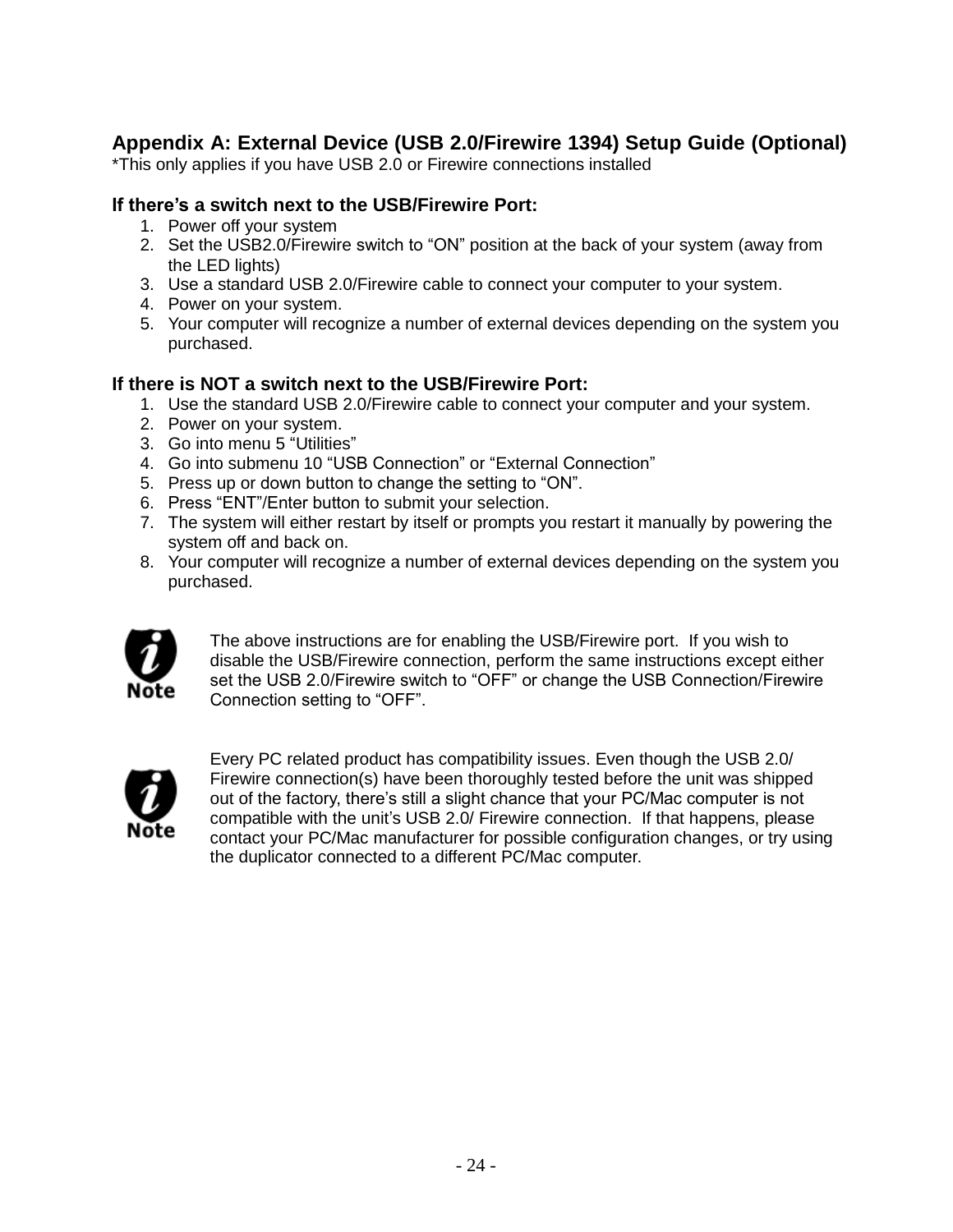## Appendix A: External Device (USB 2.0/Firewire 1394) Setup Guide (Optional)

*This only applies if you have USB 2.0 or Firewire connections installed

### If there's a switch next to the USB/Firewire Port:

1. Power off your system
2. Set the USB2.0/Firewire switch to "ON" position at the back of your system (away from the LED lights)
3. Use a standard USB 2.0/Firewire cable to connect your computer to your system.
4. Power on your system.
5. Your computer will recognize a number of external devices depending on the system you purchased.

### If there is NOT a switch next to the USB/Firewire Port:

1. Use the standard USB 2.0/Firewire cable to connect your computer and your system.
2. Power on your system.
3. Go into menu 5 "Utilities"
4. Go into submenu 10 "USB Connection" or "External Connection"
5. Press up or down button to change the setting to "ON".
6. Press "ENT"/Enter button to submit your selection.
7. The system will either restart by itself or prompts you restart it manually by powering the system off and back on.
8. Your computer will recognize a number of external devices depending on the system you purchased.

**Note:** The above instructions are for enabling the USB/Firewire port. If you wish to disable the USB/Firewire connection, perform the same instructions except either set the USB 2.0/Firewire switch to "OFF" or change the USB Connection/Firewire Connection setting to "OFF".

**Note:** Every PC related product has compatibility issues. Even though the USB 2.0/ Firewire connection(s) have been thoroughly tested before the unit was shipped out of the factory, there's still a slight chance that your PC/Mac computer is not compatible with the unit's USB 2.0/ Firewire connection. If that happens, please contact your PC/Mac manufacturer for possible configuration changes, or try using the duplicator connected to a different PC/Mac computer.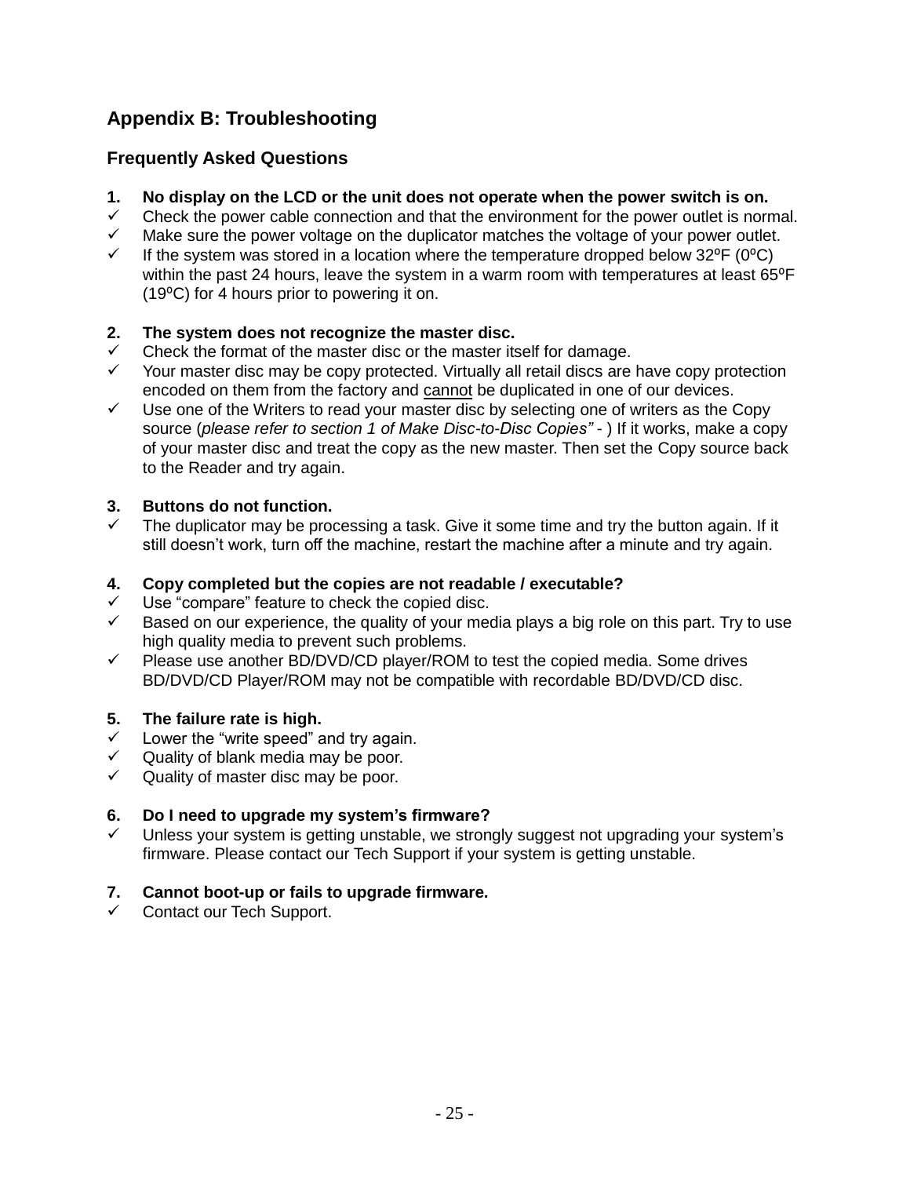## Appendix B: Troubleshooting

### Frequently Asked Questions

**1. No display on the LCD or the unit does not operate when the power switch is on.**

- ✓ Check the power cable connection and that the environment for the power outlet is normal.
- ✓ Make sure the power voltage on the duplicator matches the voltage of your power outlet.
- ✓ If the system was stored in a location where the temperature dropped below 32ºF (0ºC) within the past 24 hours, leave the system in a warm room with temperatures at least 65ºF (19ºC) for 4 hours prior to powering it on.

**2. The system does not recognize the master disc.**

- ✓ Check the format of the master disc or the master itself for damage.
- ✓ Your master disc may be copy protected. Virtually all retail discs are have copy protection encoded on them from the factory and <u>cannot</u> be duplicated in one of our devices.
- ✓ Use one of the Writers to read your master disc by selecting one of writers as the Copy source (*please refer to section 1 of Make Disc-to-Disc Copies" -* ) If it works, make a copy of your master disc and treat the copy as the new master. Then set the Copy source back to the Reader and try again.

**3. Buttons do not function.**

- ✓ The duplicator may be processing a task. Give it some time and try the button again. If it still doesn't work, turn off the machine, restart the machine after a minute and try again.

**4. Copy completed but the copies are not readable / executable?**

- ✓ Use "compare" feature to check the copied disc.
- ✓ Based on our experience, the quality of your media plays a big role on this part. Try to use high quality media to prevent such problems.
- ✓ Please use another BD/DVD/CD player/ROM to test the copied media. Some drives BD/DVD/CD Player/ROM may not be compatible with recordable BD/DVD/CD disc.

**5. The failure rate is high.**

- ✓ Lower the "write speed" and try again.
- ✓ Quality of blank media may be poor.
- ✓ Quality of master disc may be poor.

**6. Do I need to upgrade my system's firmware?**

- ✓ Unless your system is getting unstable, we strongly suggest not upgrading your system's firmware. Please contact our Tech Support if your system is getting unstable.

**7. Cannot boot-up or fails to upgrade firmware.**

- ✓ Contact our Tech Support.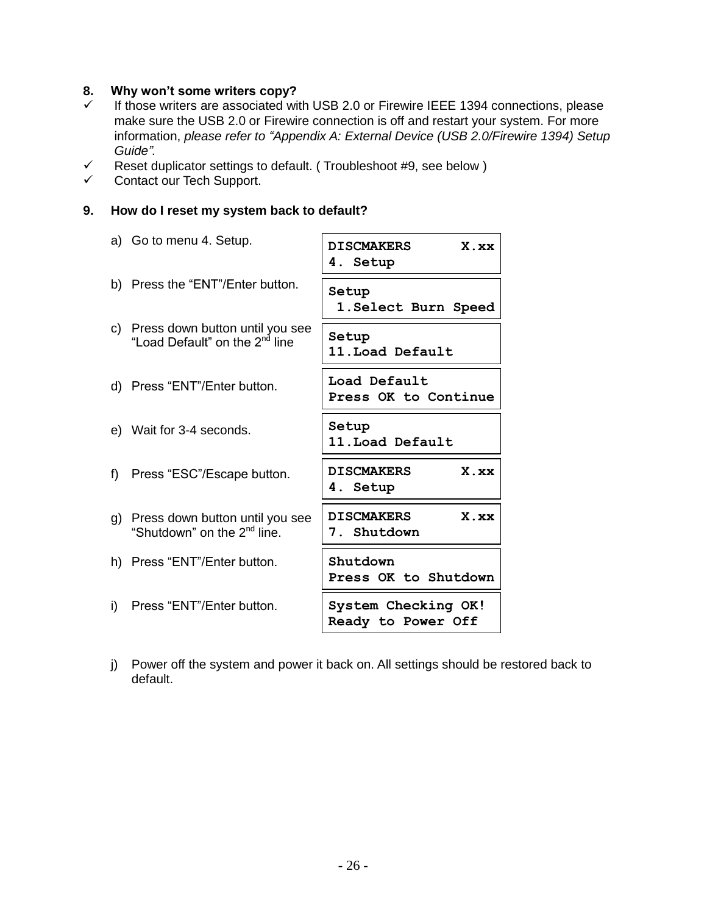**8. Why won't some writers copy?**

- ✓ If those writers are associated with USB 2.0 or Firewire IEEE 1394 connections, please make sure the USB 2.0 or Firewire connection is off and restart your system. For more information, *please refer to "Appendix A: External Device (USB 2.0/Firewire 1394) Setup Guide".*
- ✓ Reset duplicator settings to default. ( Troubleshoot #9, see below )
- ✓ Contact our Tech Support.

**9. How do I reset my system back to default?**

a) Go to menu 4. Setup.

```
DISCMAKERS      X.xx
4. Setup
```

b) Press the "ENT"/Enter button.

```
Setup
 1.Select Burn Speed
```

c) Press down button until you see "Load Default" on the 2nd line

```
Setup
11.Load Default
```

d) Press "ENT"/Enter button.

```
Load Default
Press OK to Continue
```

e) Wait for 3-4 seconds.

```
Setup
11.Load Default
```

f) Press "ESC"/Escape button.

```
DISCMAKERS      X.xx
4. Setup
```

g) Press down button until you see "Shutdown" on the 2nd line.

```
DISCMAKERS      X.xx
7. Shutdown
```

h) Press "ENT"/Enter button.

```
Shutdown
Press OK to Shutdown
```

i) Press "ENT"/Enter button.

```
System Checking OK!
Ready to Power Off
```

j) Power off the system and power it back on. All settings should be restored back to default.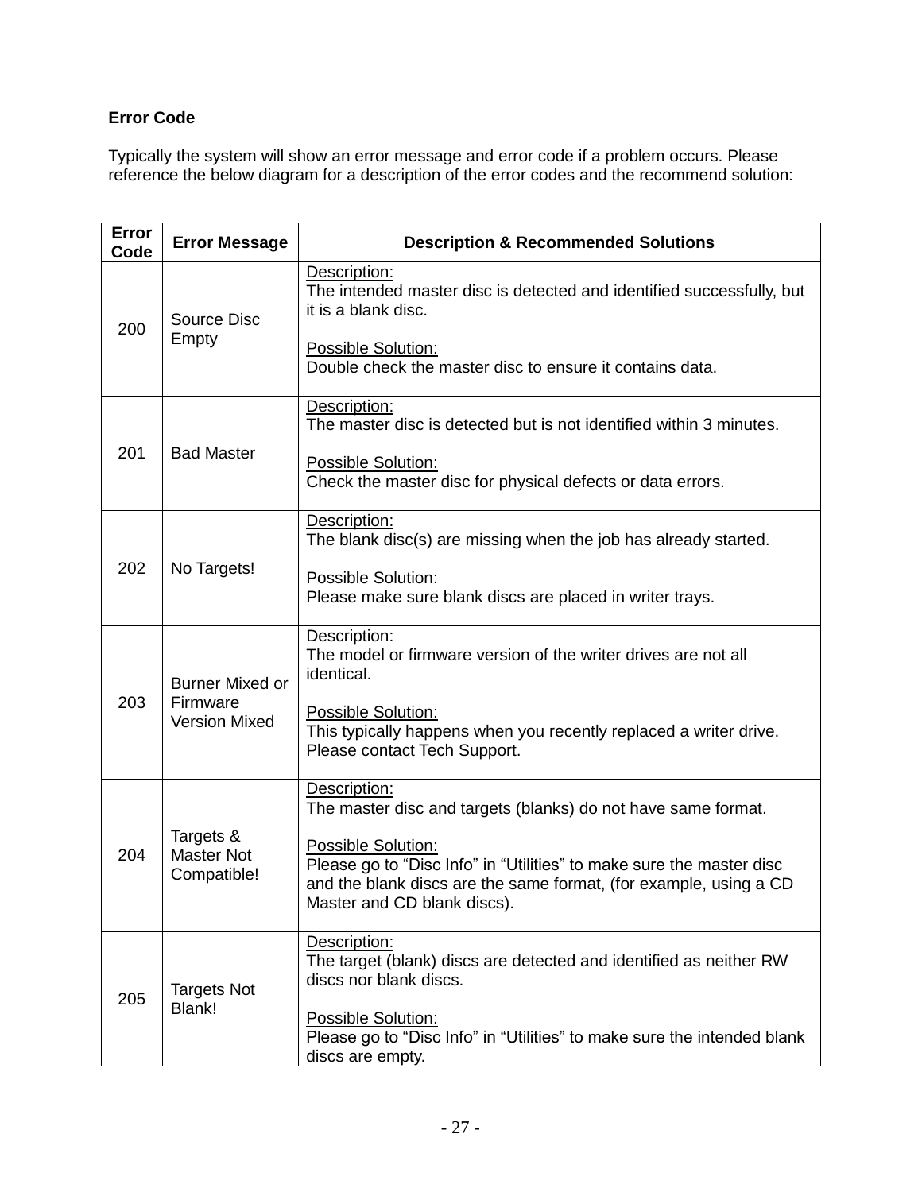**Error Code**

Typically the system will show an error message and error code if a problem occurs. Please reference the below diagram for a description of the error codes and the recommend solution:

| Error Code | Error Message | Description & Recommended Solutions |
|---|---|---|
| 200 | Source Disc Empty | Description:<br>The intended master disc is detected and identified successfully, but it is a blank disc.<br><br>Possible Solution:<br>Double check the master disc to ensure it contains data. |
| 201 | Bad Master | Description:<br>The master disc is detected but is not identified within 3 minutes.<br><br>Possible Solution:<br>Check the master disc for physical defects or data errors. |
| 202 | No Targets! | Description:<br>The blank disc(s) are missing when the job has already started.<br><br>Possible Solution:<br>Please make sure blank discs are placed in writer trays. |
| 203 | Burner Mixed or Firmware Version Mixed | Description:<br>The model or firmware version of the writer drives are not all identical.<br><br>Possible Solution:<br>This typically happens when you recently replaced a writer drive. Please contact Tech Support. |
| 204 | Targets & Master Not Compatible! | Description:<br>The master disc and targets (blanks) do not have same format.<br><br>Possible Solution:<br>Please go to "Disc Info" in "Utilities" to make sure the master disc and the blank discs are the same format, (for example, using a CD Master and CD blank discs). |
| 205 | Targets Not Blank! | Description:<br>The target (blank) discs are detected and identified as neither RW discs nor blank discs.<br><br>Possible Solution:<br>Please go to "Disc Info" in "Utilities" to make sure the intended blank discs are empty. |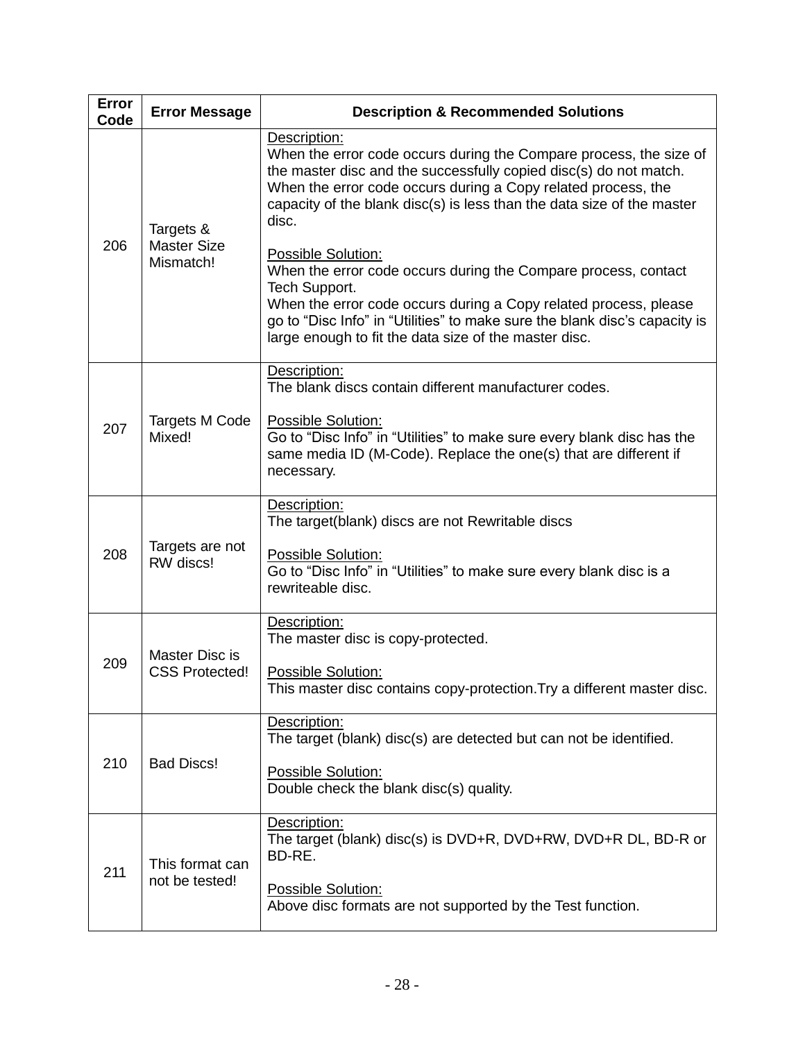| Error Code | Error Message | Description & Recommended Solutions |
|---|---|---|
| 206 | Targets & Master Size Mismatch! | Description:<br>When the error code occurs during the Compare process, the size of the master disc and the successfully copied disc(s) do not match. When the error code occurs during a Copy related process, the capacity of the blank disc(s) is less than the data size of the master disc.<br><br>Possible Solution:<br>When the error code occurs during the Compare process, contact Tech Support.<br>When the error code occurs during a Copy related process, please go to "Disc Info" in "Utilities" to make sure the blank disc's capacity is large enough to fit the data size of the master disc. |
| 207 | Targets M Code Mixed! | Description:<br>The blank discs contain different manufacturer codes.<br><br>Possible Solution:<br>Go to "Disc Info" in "Utilities" to make sure every blank disc has the same media ID (M-Code). Replace the one(s) that are different if necessary. |
| 208 | Targets are not RW discs! | Description:<br>The target(blank) discs are not Rewritable discs<br><br>Possible Solution:<br>Go to "Disc Info" in "Utilities" to make sure every blank disc is a rewriteable disc. |
| 209 | Master Disc is CSS Protected! | Description:<br>The master disc is copy-protected.<br><br>Possible Solution:<br>This master disc contains copy-protection.Try a different master disc. |
| 210 | Bad Discs! | Description:<br>The target (blank) disc(s) are detected but can not be identified.<br><br>Possible Solution:<br>Double check the blank disc(s) quality. |
| 211 | This format can not be tested! | Description:<br>The target (blank) disc(s) is DVD+R, DVD+RW, DVD+R DL, BD-R or BD-RE.<br><br>Possible Solution:<br>Above disc formats are not supported by the Test function. |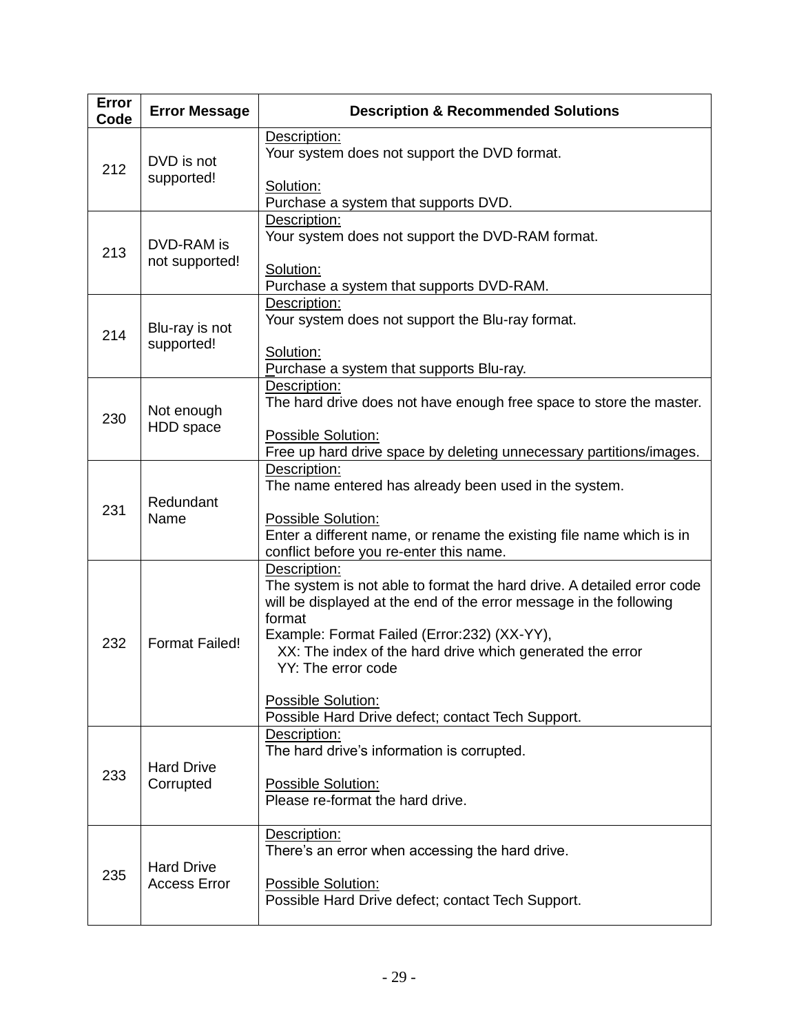| Error Code | Error Message | Description & Recommended Solutions |
|---|---|---|
| 212 | DVD is not supported! | Description:<br>Your system does not support the DVD format.<br><br>Solution:<br>Purchase a system that supports DVD. |
| 213 | DVD-RAM is not supported! | Description:<br>Your system does not support the DVD-RAM format.<br><br>Solution:<br>Purchase a system that supports DVD-RAM. |
| 214 | Blu-ray is not supported! | Description:<br>Your system does not support the Blu-ray format.<br><br>Solution:<br>Purchase a system that supports Blu-ray. |
| 230 | Not enough HDD space | Description:<br>The hard drive does not have enough free space to store the master.<br><br>Possible Solution:<br>Free up hard drive space by deleting unnecessary partitions/images. |
| 231 | Redundant Name | Description:<br>The name entered has already been used in the system.<br><br>Possible Solution:<br>Enter a different name, or rename the existing file name which is in conflict before you re-enter this name. |
| 232 | Format Failed! | Description:<br>The system is not able to format the hard drive. A detailed error code will be displayed at the end of the error message in the following format<br>Example: Format Failed (Error:232) (XX-YY),<br>XX: The index of the hard drive which generated the error<br>YY: The error code<br><br>Possible Solution:<br>Possible Hard Drive defect; contact Tech Support. |
| 233 | Hard Drive Corrupted | Description:<br>The hard drive's information is corrupted.<br><br>Possible Solution:<br>Please re-format the hard drive. |
| 235 | Hard Drive Access Error | Description:<br>There's an error when accessing the hard drive.<br><br>Possible Solution:<br>Possible Hard Drive defect; contact Tech Support. |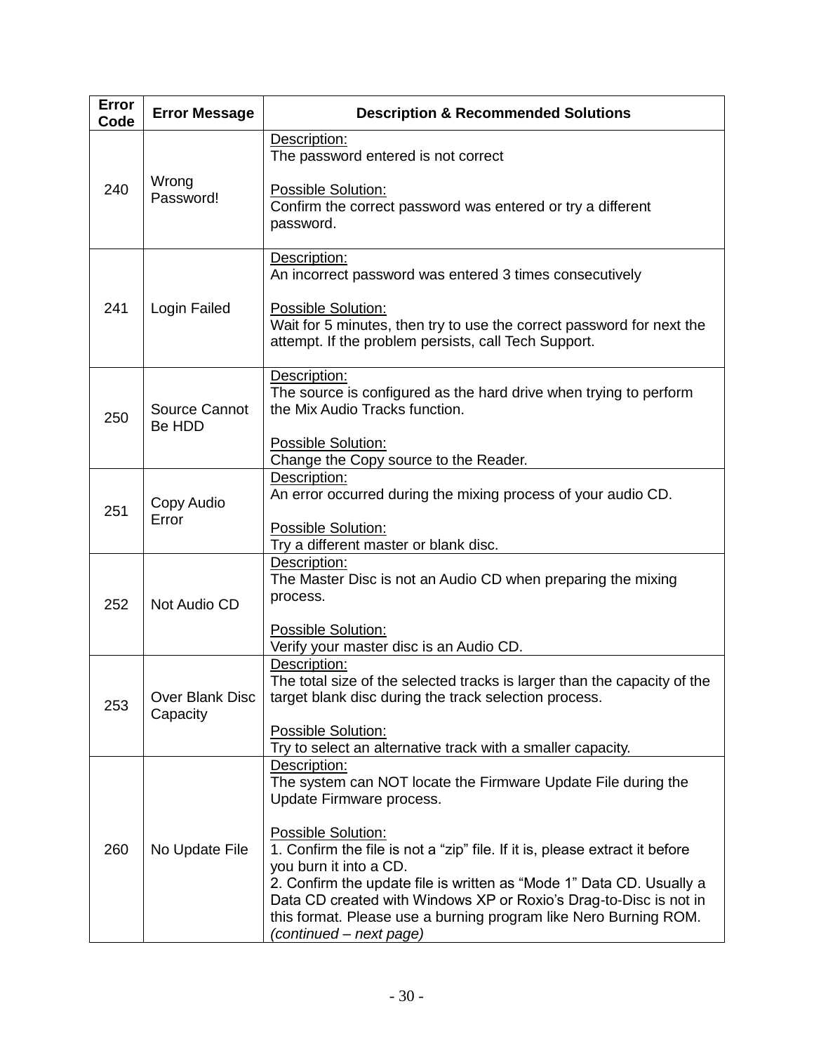| Error Code | Error Message | Description & Recommended Solutions |
|---|---|---|
| 240 | Wrong Password! | <u>Description:</u><br>The password entered is not correct<br><br><u>Possible Solution:</u><br>Confirm the correct password was entered or try a different password. |
| 241 | Login Failed | <u>Description:</u><br>An incorrect password was entered 3 times consecutively<br><br><u>Possible Solution:</u><br>Wait for 5 minutes, then try to use the correct password for next the attempt. If the problem persists, call Tech Support. |
| 250 | Source Cannot Be HDD | <u>Description:</u><br>The source is configured as the hard drive when trying to perform the Mix Audio Tracks function.<br><br><u>Possible Solution:</u><br>Change the Copy source to the Reader. |
| 251 | Copy Audio Error | <u>Description:</u><br>An error occurred during the mixing process of your audio CD.<br><br><u>Possible Solution:</u><br>Try a different master or blank disc. |
| 252 | Not Audio CD | <u>Description:</u><br>The Master Disc is not an Audio CD when preparing the mixing process.<br><br><u>Possible Solution:</u><br>Verify your master disc is an Audio CD. |
| 253 | Over Blank Disc Capacity | <u>Description:</u><br>The total size of the selected tracks is larger than the capacity of the target blank disc during the track selection process.<br><br><u>Possible Solution:</u><br>Try to select an alternative track with a smaller capacity. |
| 260 | No Update File | <u>Description:</u><br>The system can NOT locate the Firmware Update File during the Update Firmware process.<br><br><u>Possible Solution:</u><br>1. Confirm the file is not a "zip" file. If it is, please extract it before you burn it into a CD.<br>2. Confirm the update file is written as "Mode 1" Data CD. Usually a Data CD created with Windows XP or Roxio's Drag-to-Disc is not in this format. Please use a burning program like Nero Burning ROM.<br>*(continued – next page)* |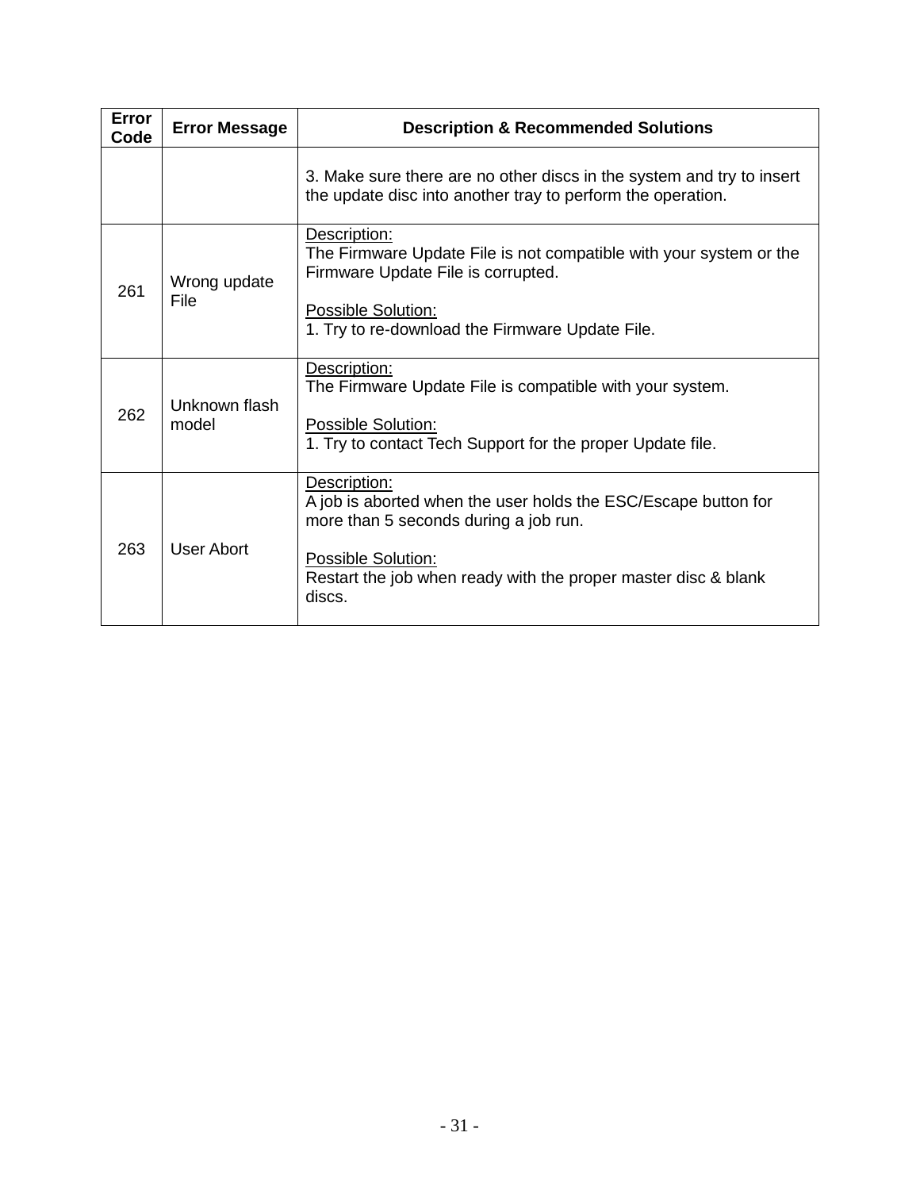| Error Code | Error Message | Description & Recommended Solutions |
|---|---|---|
| | | 3. Make sure there are no other discs in the system and try to insert the update disc into another tray to perform the operation. |
| 261 | Wrong update File | Description:<br>The Firmware Update File is not compatible with your system or the Firmware Update File is corrupted.<br><br>Possible Solution:<br>1. Try to re-download the Firmware Update File. |
| 262 | Unknown flash model | Description:<br>The Firmware Update File is compatible with your system.<br><br>Possible Solution:<br>1. Try to contact Tech Support for the proper Update file. |
| 263 | User Abort | Description:<br>A job is aborted when the user holds the ESC/Escape button for more than 5 seconds during a job run.<br><br>Possible Solution:<br>Restart the job when ready with the proper master disc & blank discs. |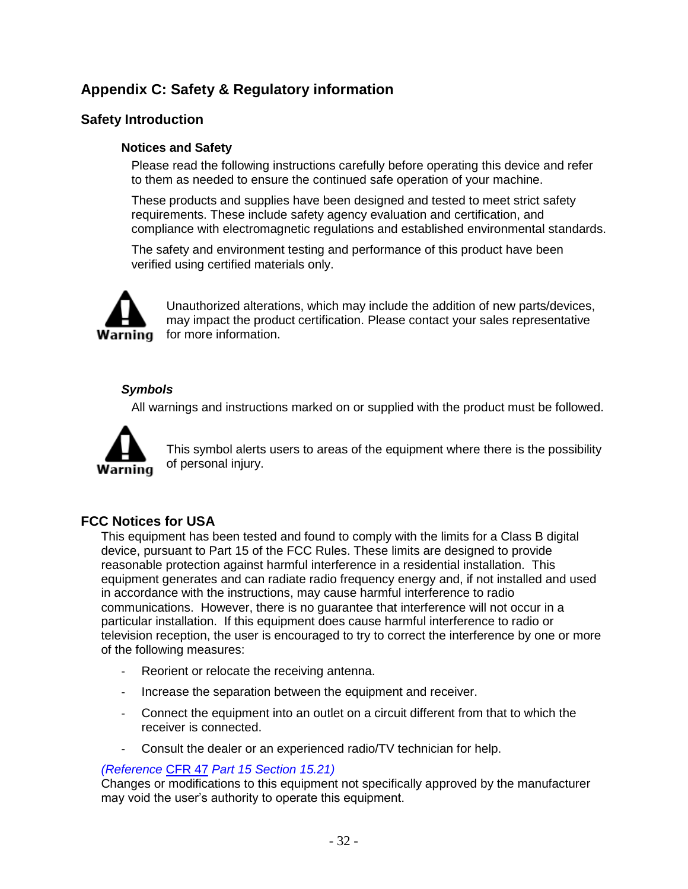## Appendix C: Safety & Regulatory information

### Safety Introduction

#### Notices and Safety

Please read the following instructions carefully before operating this device and refer to them as needed to ensure the continued safe operation of your machine.

These products and supplies have been designed and tested to meet strict safety requirements. These include safety agency evaluation and certification, and compliance with electromagnetic regulations and established environmental standards.

The safety and environment testing and performance of this product have been verified using certified materials only.

**Warning**

Unauthorized alterations, which may include the addition of new parts/devices, may impact the product certification. Please contact your sales representative for more information.

#### *Symbols*

All warnings and instructions marked on or supplied with the product must be followed.

**Warning**

This symbol alerts users to areas of the equipment where there is the possibility of personal injury.

### FCC Notices for USA

This equipment has been tested and found to comply with the limits for a Class B digital device, pursuant to Part 15 of the FCC Rules. These limits are designed to provide reasonable protection against harmful interference in a residential installation. This equipment generates and can radiate radio frequency energy and, if not installed and used in accordance with the instructions, may cause harmful interference to radio communications. However, there is no guarantee that interference will not occur in a particular installation. If this equipment does cause harmful interference to radio or television reception, the user is encouraged to try to correct the interference by one or more of the following measures:

- Reorient or relocate the receiving antenna.
- Increase the separation between the equipment and receiver.
- Connect the equipment into an outlet on a circuit different from that to which the receiver is connected.
- Consult the dealer or an experienced radio/TV technician for help.

*(Reference CFR 47 Part 15 Section 15.21)*

Changes or modifications to this equipment not specifically approved by the manufacturer may void the user's authority to operate this equipment.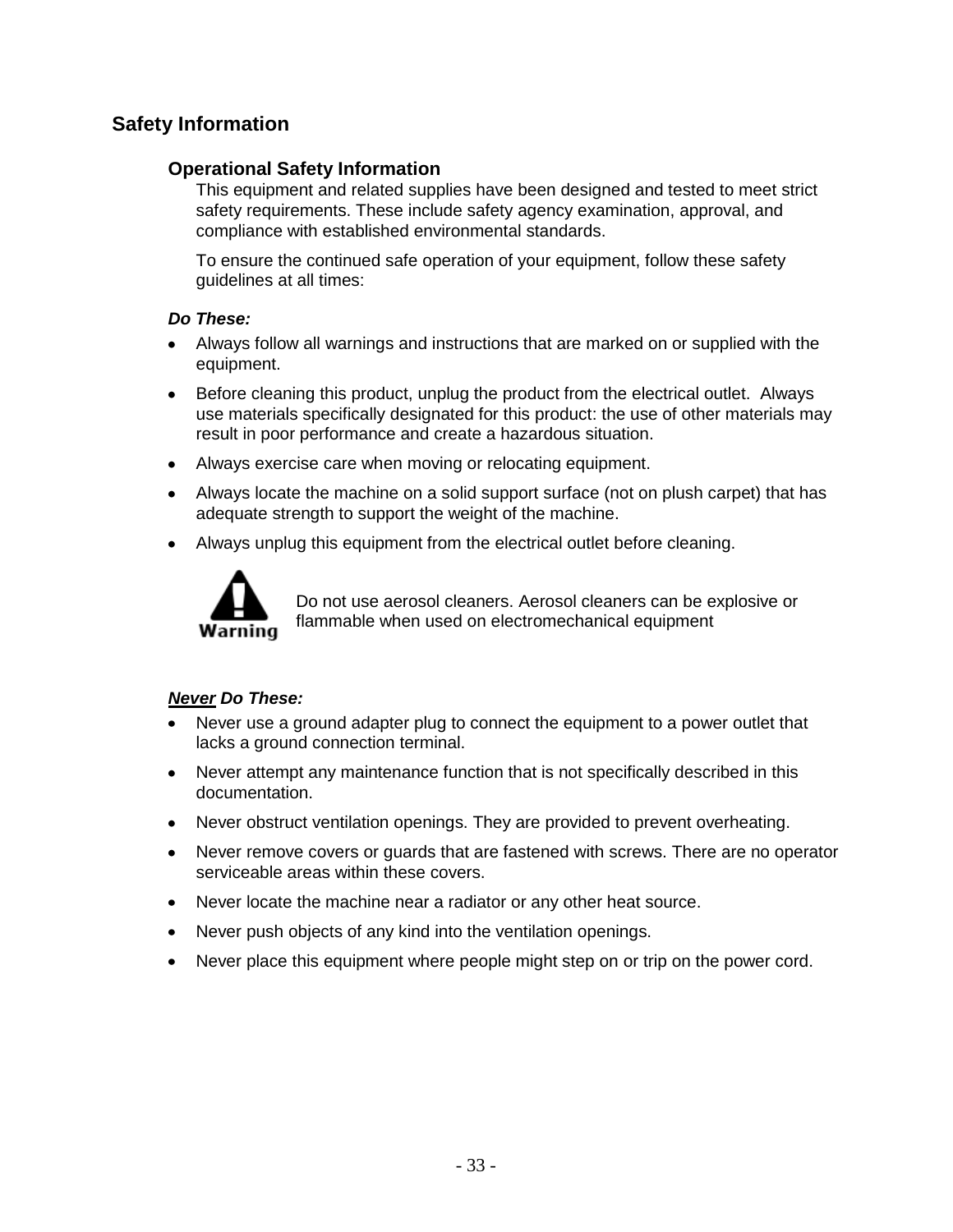## Safety Information

### Operational Safety Information

This equipment and related supplies have been designed and tested to meet strict safety requirements. These include safety agency examination, approval, and compliance with established environmental standards.

To ensure the continued safe operation of your equipment, follow these safety guidelines at all times:

***Do These:***

- Always follow all warnings and instructions that are marked on or supplied with the equipment.
- Before cleaning this product, unplug the product from the electrical outlet. Always use materials specifically designated for this product: the use of other materials may result in poor performance and create a hazardous situation.
- Always exercise care when moving or relocating equipment.
- Always locate the machine on a solid support surface (not on plush carpet) that has adequate strength to support the weight of the machine.
- Always unplug this equipment from the electrical outlet before cleaning.

**Warning** Do not use aerosol cleaners. Aerosol cleaners can be explosive or flammable when used on electromechanical equipment

***<u>Never</u> Do These:***

- Never use a ground adapter plug to connect the equipment to a power outlet that lacks a ground connection terminal.
- Never attempt any maintenance function that is not specifically described in this documentation.
- Never obstruct ventilation openings. They are provided to prevent overheating.
- Never remove covers or guards that are fastened with screws. There are no operator serviceable areas within these covers.
- Never locate the machine near a radiator or any other heat source.
- Never push objects of any kind into the ventilation openings.
- Never place this equipment where people might step on or trip on the power cord.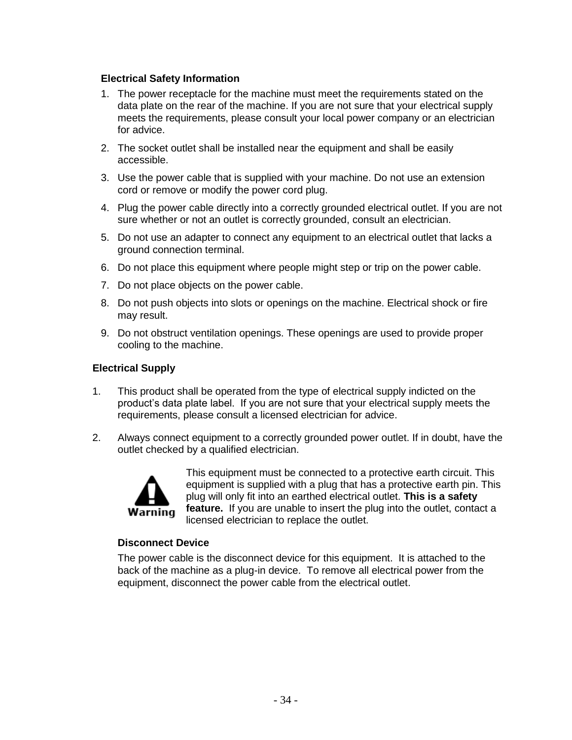### Electrical Safety Information

1. The power receptacle for the machine must meet the requirements stated on the data plate on the rear of the machine. If you are not sure that your electrical supply meets the requirements, please consult your local power company or an electrician for advice.
2. The socket outlet shall be installed near the equipment and shall be easily accessible.
3. Use the power cable that is supplied with your machine. Do not use an extension cord or remove or modify the power cord plug.
4. Plug the power cable directly into a correctly grounded electrical outlet. If you are not sure whether or not an outlet is correctly grounded, consult an electrician.
5. Do not use an adapter to connect any equipment to an electrical outlet that lacks a ground connection terminal.
6. Do not place this equipment where people might step or trip on the power cable.
7. Do not place objects on the power cable.
8. Do not push objects into slots or openings on the machine. Electrical shock or fire may result.
9. Do not obstruct ventilation openings. These openings are used to provide proper cooling to the machine.

### Electrical Supply

1. This product shall be operated from the type of electrical supply indicted on the product's data plate label. If you are not sure that your electrical supply meets the requirements, please consult a licensed electrician for advice.

2. Always connect equipment to a correctly grounded power outlet. If in doubt, have the outlet checked by a qualified electrician.

Warning

This equipment must be connected to a protective earth circuit. This equipment is supplied with a plug that has a protective earth pin. This plug will only fit into an earthed electrical outlet. **This is a safety feature.** If you are unable to insert the plug into the outlet, contact a licensed electrician to replace the outlet.

#### Disconnect Device

The power cable is the disconnect device for this equipment. It is attached to the back of the machine as a plug-in device. To remove all electrical power from the equipment, disconnect the power cable from the electrical outlet.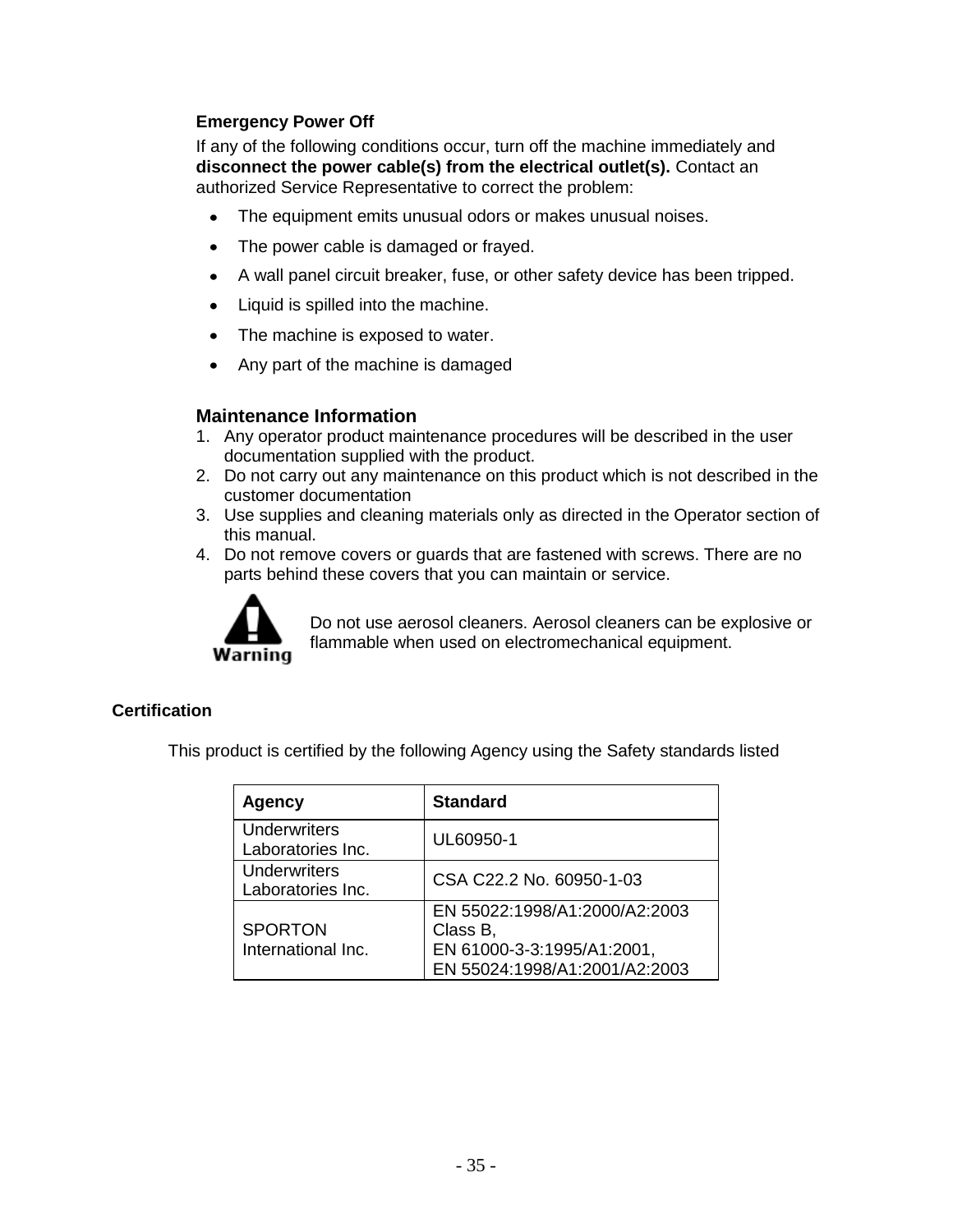### Emergency Power Off

If any of the following conditions occur, turn off the machine immediately and **disconnect the power cable(s) from the electrical outlet(s).** Contact an authorized Service Representative to correct the problem:

- The equipment emits unusual odors or makes unusual noises.
- The power cable is damaged or frayed.
- A wall panel circuit breaker, fuse, or other safety device has been tripped.
- Liquid is spilled into the machine.
- The machine is exposed to water.
- Any part of the machine is damaged

## Maintenance Information

1. Any operator product maintenance procedures will be described in the user documentation supplied with the product.
2. Do not carry out any maintenance on this product which is not described in the customer documentation
3. Use supplies and cleaning materials only as directed in the Operator section of this manual.
4. Do not remove covers or guards that are fastened with screws. There are no parts behind these covers that you can maintain or service.

Warning

Do not use aerosol cleaners. Aerosol cleaners can be explosive or flammable when used on electromechanical equipment.

### Certification

This product is certified by the following Agency using the Safety standards listed

| Agency | Standard |
|---|---|
| Underwriters Laboratories Inc. | UL60950-1 |
| Underwriters Laboratories Inc. | CSA C22.2 No. 60950-1-03 |
| SPORTON International Inc. | EN 55022:1998/A1:2000/A2:2003 Class B, EN 61000-3-3:1995/A1:2001, EN 55024:1998/A1:2001/A2:2003 |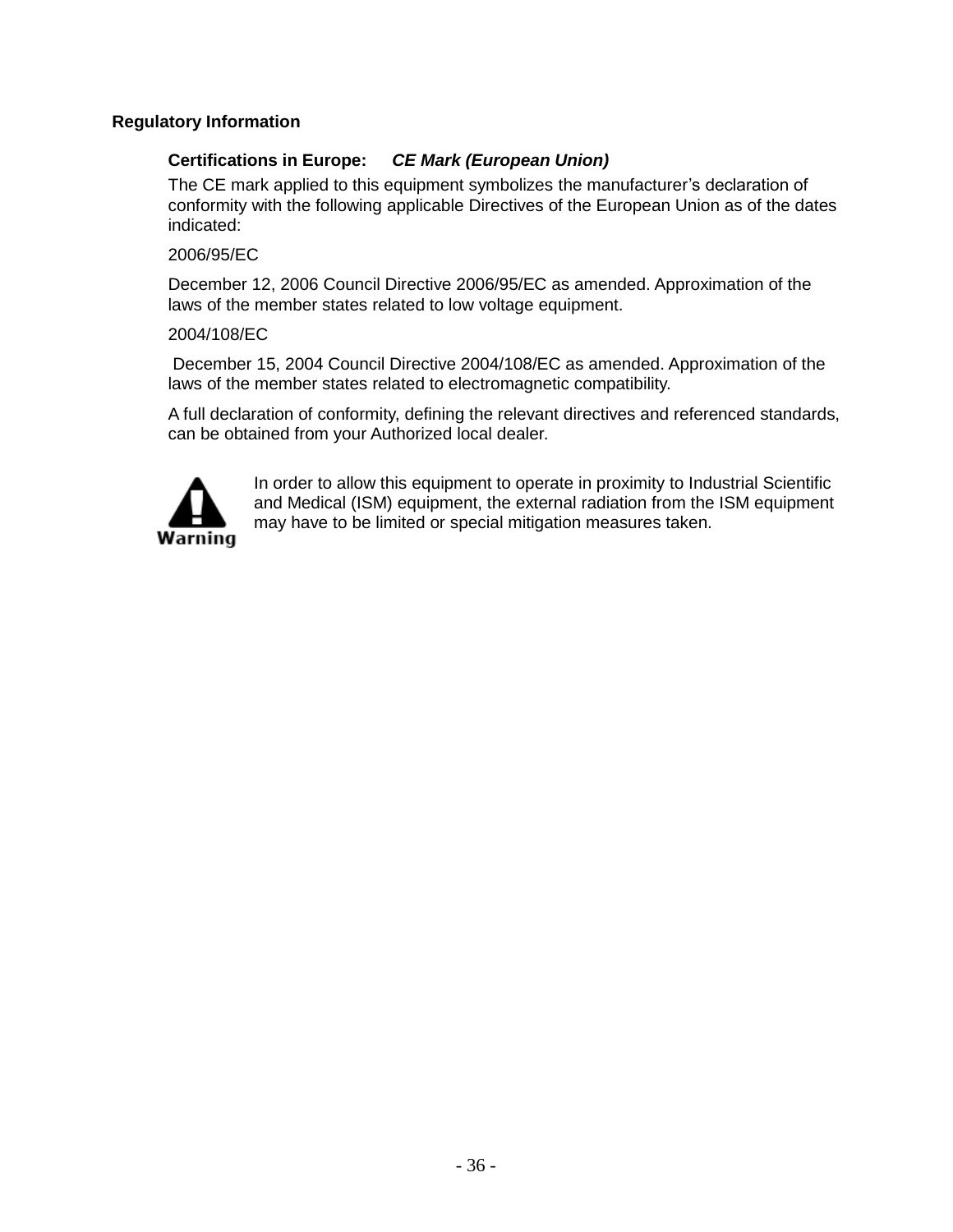## Regulatory Information

**Certifications in Europe:** ***CE Mark (European Union)***

The CE mark applied to this equipment symbolizes the manufacturer's declaration of conformity with the following applicable Directives of the European Union as of the dates indicated:

2006/95/EC

December 12, 2006 Council Directive 2006/95/EC as amended. Approximation of the laws of the member states related to low voltage equipment.

2004/108/EC

December 15, 2004 Council Directive 2004/108/EC as amended. Approximation of the laws of the member states related to electromagnetic compatibility.

A full declaration of conformity, defining the relevant directives and referenced standards, can be obtained from your Authorized local dealer.

**Warning**

In order to allow this equipment to operate in proximity to Industrial Scientific and Medical (ISM) equipment, the external radiation from the ISM equipment may have to be limited or special mitigation measures taken.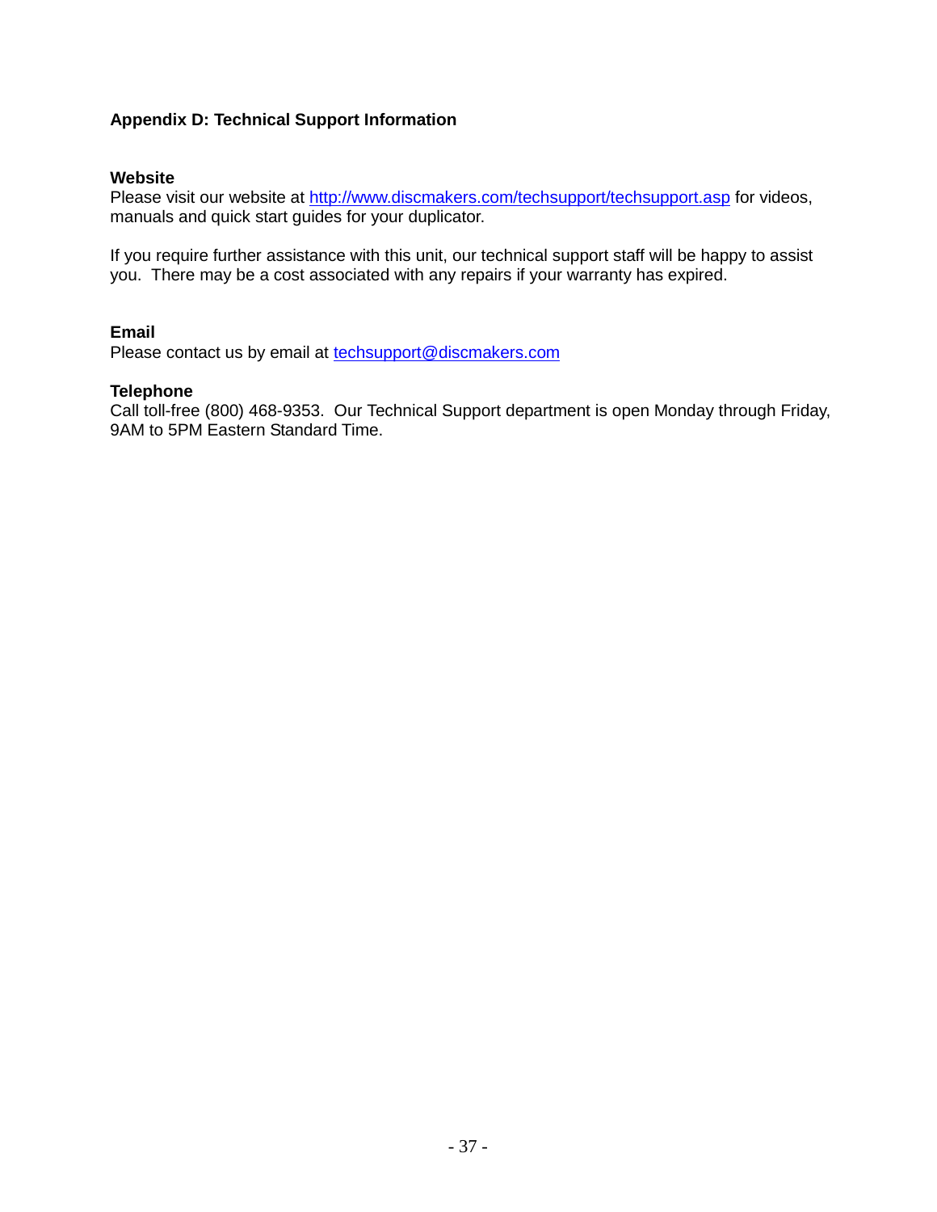## Appendix D: Technical Support Information

### Website

Please visit our website at http://www.discmakers.com/techsupport/techsupport.asp for videos, manuals and quick start guides for your duplicator.

If you require further assistance with this unit, our technical support staff will be happy to assist you. There may be a cost associated with any repairs if your warranty has expired.

### Email

Please contact us by email at techsupport@discmakers.com

### Telephone

Call toll-free (800) 468-9353. Our Technical Support department is open Monday through Friday, 9AM to 5PM Eastern Standard Time.